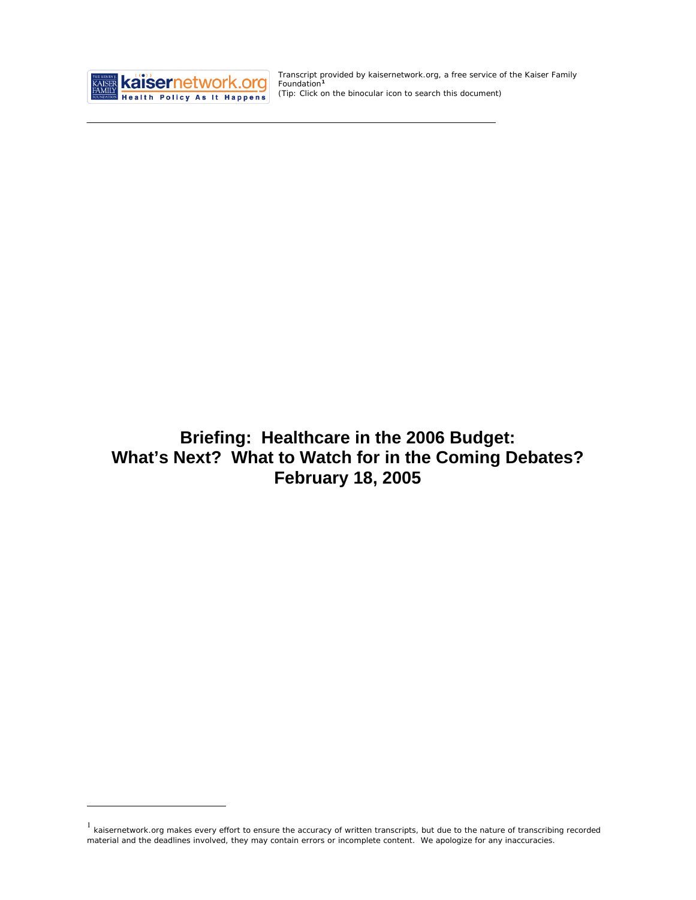Transcript provided by kaisernetwork.org, a free service of the Kaiser Family Foundation[1]
(Tip: Click on the binocular icon to search this document)

# Briefing: Healthcare in the 2006 Budget: What's Next? What to Watch for in the Coming Debates? February 18, 2005

[1] kaisernetwork.org makes every effort to ensure the accuracy of written transcripts, but due to the nature of transcribing recorded material and the deadlines involved, they may contain errors or incomplete content. We apologize for any inaccuracies.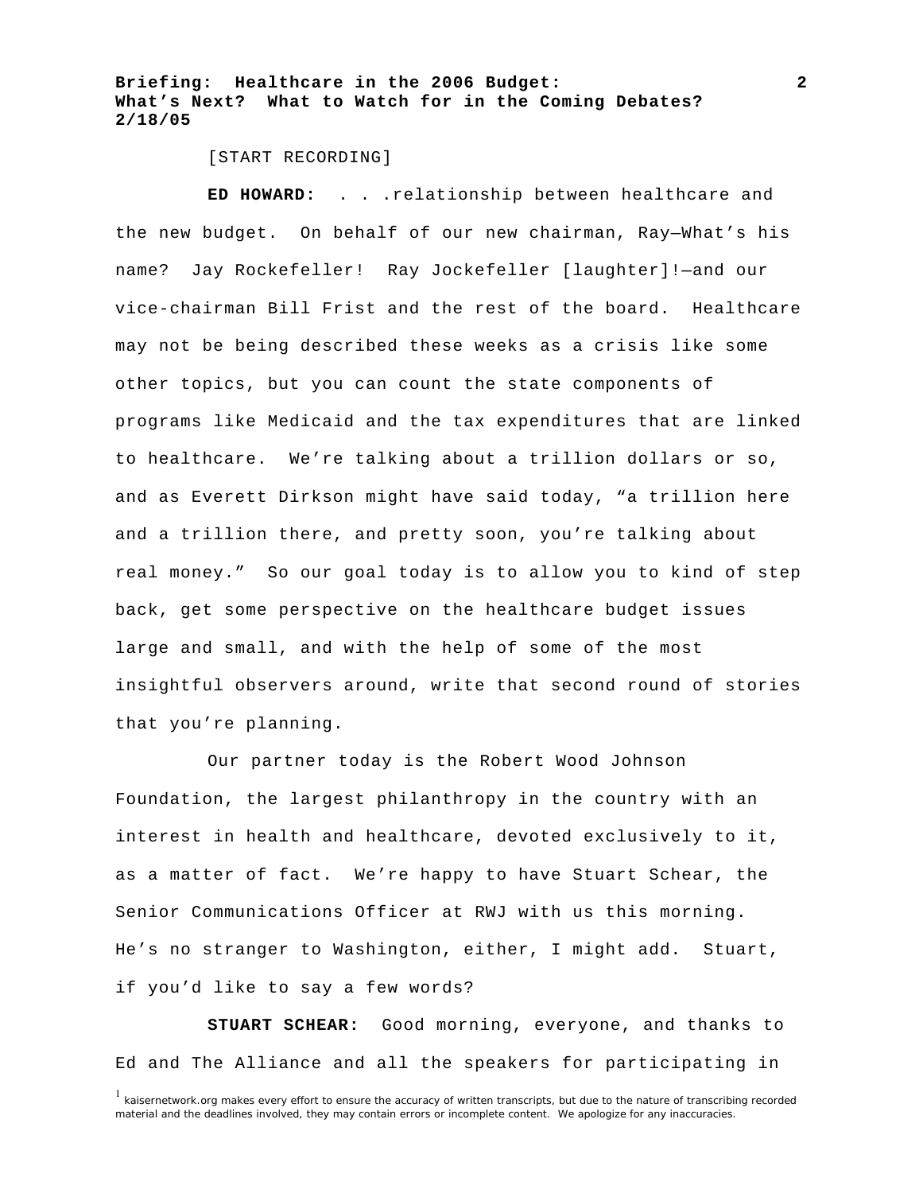[START RECORDING]

**ED HOWARD:** . . .relationship between healthcare and the new budget. On behalf of our new chairman, Ray—What's his name? Jay Rockefeller! Ray Jockefeller [laughter]!—and our vice-chairman Bill Frist and the rest of the board. Healthcare may not be being described these weeks as a crisis like some other topics, but you can count the state components of programs like Medicaid and the tax expenditures that are linked to healthcare. We're talking about a trillion dollars or so, and as Everett Dirkson might have said today, "a trillion here and a trillion there, and pretty soon, you're talking about real money." So our goal today is to allow you to kind of step back, get some perspective on the healthcare budget issues large and small, and with the help of some of the most insightful observers around, write that second round of stories that you're planning.

Our partner today is the Robert Wood Johnson Foundation, the largest philanthropy in the country with an interest in health and healthcare, devoted exclusively to it, as a matter of fact. We're happy to have Stuart Schear, the Senior Communications Officer at RWJ with us this morning. He's no stranger to Washington, either, I might add. Stuart, if you'd like to say a few words?

**STUART SCHEAR:** Good morning, everyone, and thanks to Ed and The Alliance and all the speakers for participating in

[1] kaisernetwork.org makes every effort to ensure the accuracy of written transcripts, but due to the nature of transcribing recorded material and the deadlines involved, they may contain errors or incomplete content. We apologize for any inaccuracies.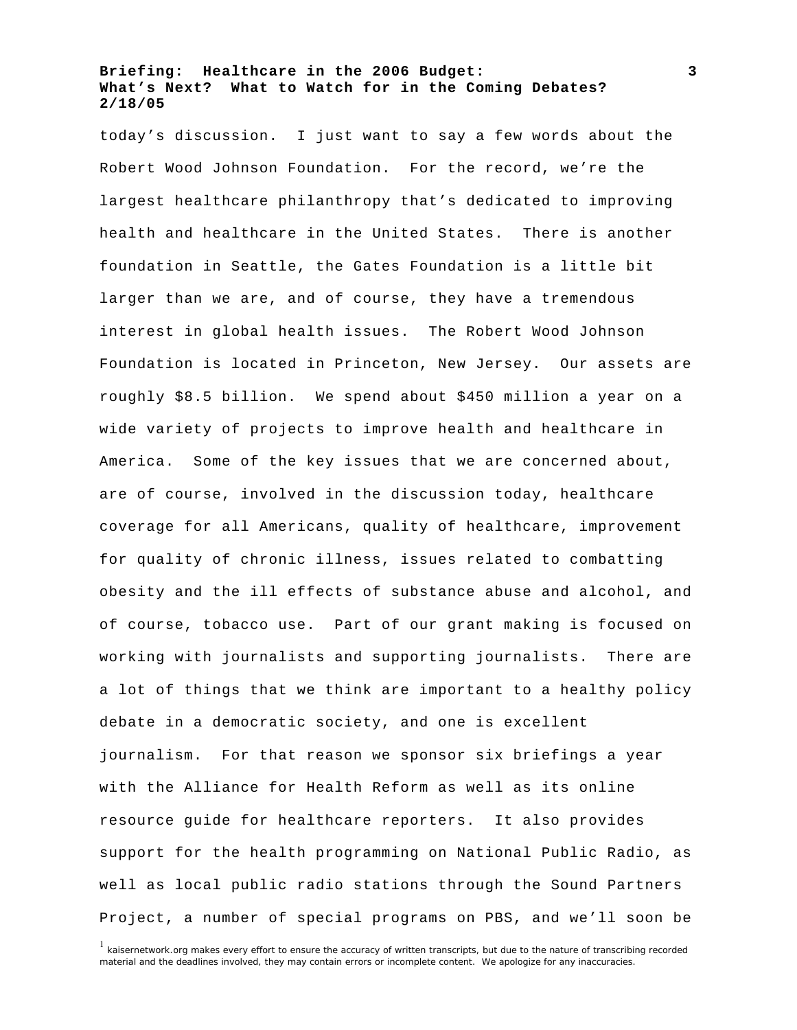today's discussion. I just want to say a few words about the Robert Wood Johnson Foundation. For the record, we're the largest healthcare philanthropy that's dedicated to improving health and healthcare in the United States. There is another foundation in Seattle, the Gates Foundation is a little bit larger than we are, and of course, they have a tremendous interest in global health issues. The Robert Wood Johnson Foundation is located in Princeton, New Jersey. Our assets are roughly $8.5 billion. We spend about $450 million a year on a wide variety of projects to improve health and healthcare in America. Some of the key issues that we are concerned about, are of course, involved in the discussion today, healthcare coverage for all Americans, quality of healthcare, improvement for quality of chronic illness, issues related to combatting obesity and the ill effects of substance abuse and alcohol, and of course, tobacco use. Part of our grant making is focused on working with journalists and supporting journalists. There are a lot of things that we think are important to a healthy policy debate in a democratic society, and one is excellent journalism. For that reason we sponsor six briefings a year with the Alliance for Health Reform as well as its online resource guide for healthcare reporters. It also provides support for the health programming on National Public Radio, as well as local public radio stations through the Sound Partners Project, a number of special programs on PBS, and we'll soon be

[1] kaisernetwork.org makes every effort to ensure the accuracy of written transcripts, but due to the nature of transcribing recorded material and the deadlines involved, they may contain errors or incomplete content. We apologize for any inaccuracies.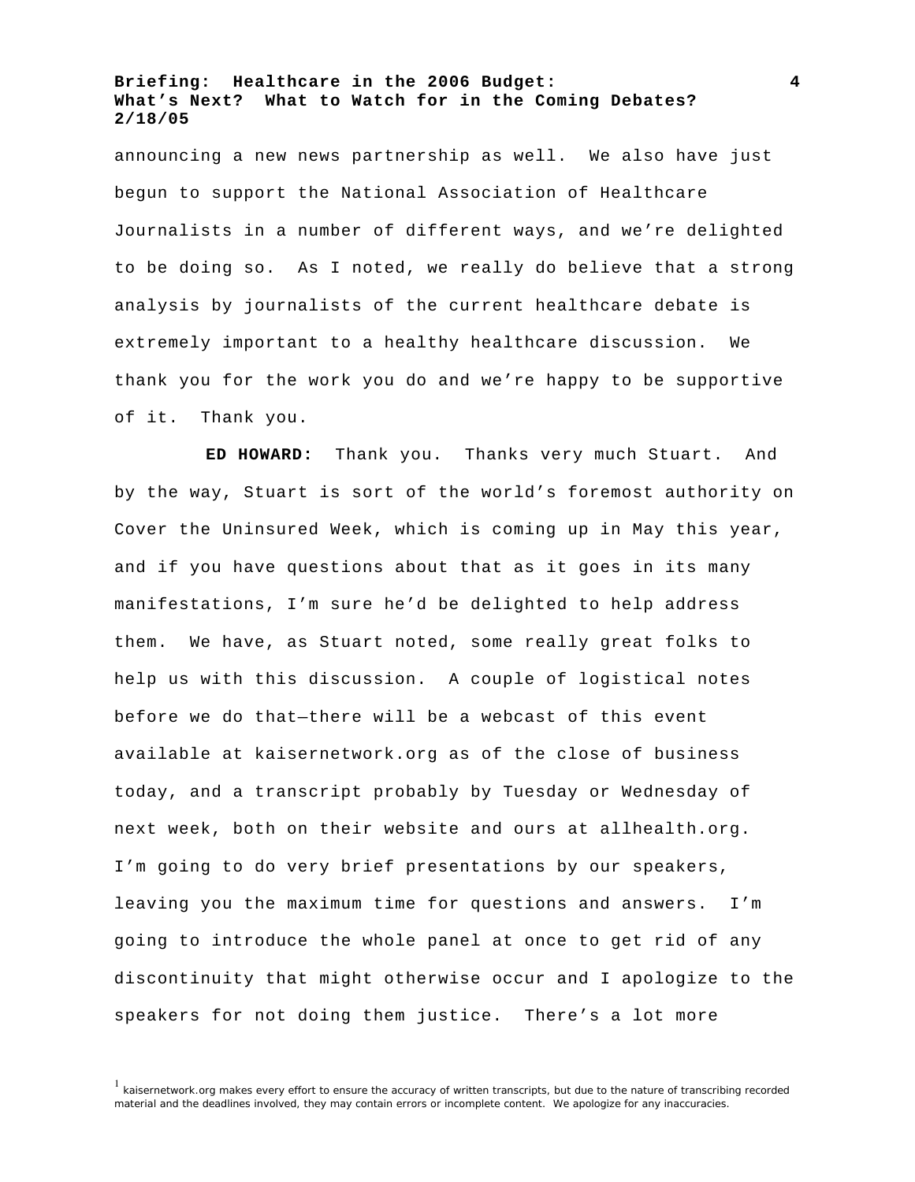announcing a new news partnership as well. We also have just begun to support the National Association of Healthcare Journalists in a number of different ways, and we're delighted to be doing so. As I noted, we really do believe that a strong analysis by journalists of the current healthcare debate is extremely important to a healthy healthcare discussion. We thank you for the work you do and we're happy to be supportive of it. Thank you.

**ED HOWARD:** Thank you. Thanks very much Stuart. And by the way, Stuart is sort of the world's foremost authority on Cover the Uninsured Week, which is coming up in May this year, and if you have questions about that as it goes in its many manifestations, I'm sure he'd be delighted to help address them. We have, as Stuart noted, some really great folks to help us with this discussion. A couple of logistical notes before we do that—there will be a webcast of this event available at kaisernetwork.org as of the close of business today, and a transcript probably by Tuesday or Wednesday of next week, both on their website and ours at allhealth.org. I'm going to do very brief presentations by our speakers, leaving you the maximum time for questions and answers. I'm going to introduce the whole panel at once to get rid of any discontinuity that might otherwise occur and I apologize to the speakers for not doing them justice. There's a lot more

[1] kaisernetwork.org makes every effort to ensure the accuracy of written transcripts, but due to the nature of transcribing recorded material and the deadlines involved, they may contain errors or incomplete content. We apologize for any inaccuracies.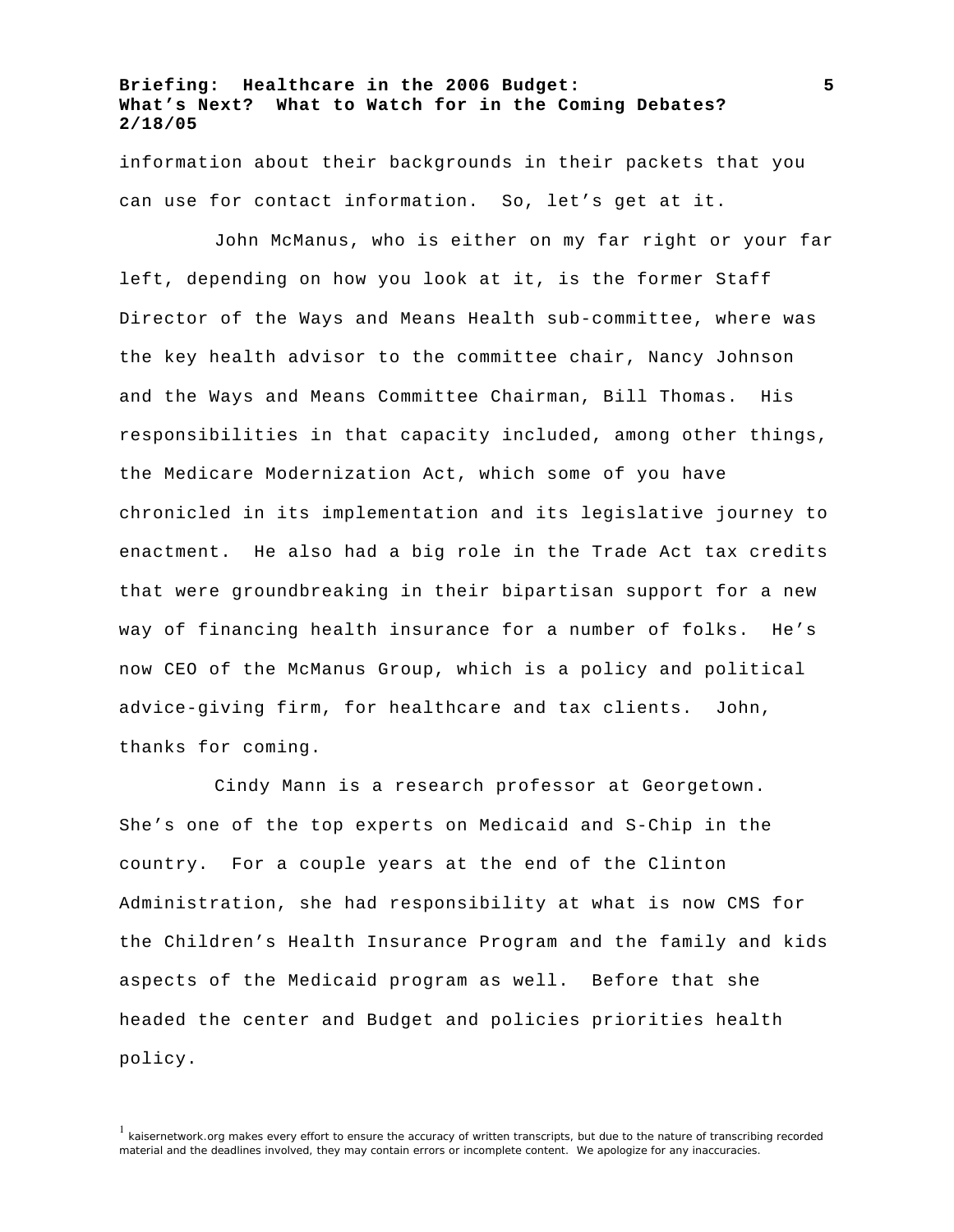information about their backgrounds in their packets that you can use for contact information. So, let's get at it.

John McManus, who is either on my far right or your far left, depending on how you look at it, is the former Staff Director of the Ways and Means Health sub-committee, where was the key health advisor to the committee chair, Nancy Johnson and the Ways and Means Committee Chairman, Bill Thomas. His responsibilities in that capacity included, among other things, the Medicare Modernization Act, which some of you have chronicled in its implementation and its legislative journey to enactment. He also had a big role in the Trade Act tax credits that were groundbreaking in their bipartisan support for a new way of financing health insurance for a number of folks. He's now CEO of the McManus Group, which is a policy and political advice-giving firm, for healthcare and tax clients. John, thanks for coming.

Cindy Mann is a research professor at Georgetown. She's one of the top experts on Medicaid and S-Chip in the country. For a couple years at the end of the Clinton Administration, she had responsibility at what is now CMS for the Children's Health Insurance Program and the family and kids aspects of the Medicaid program as well. Before that she headed the center and Budget and policies priorities health policy.

[1] kaisernetwork.org makes every effort to ensure the accuracy of written transcripts, but due to the nature of transcribing recorded material and the deadlines involved, they may contain errors or incomplete content. We apologize for any inaccuracies.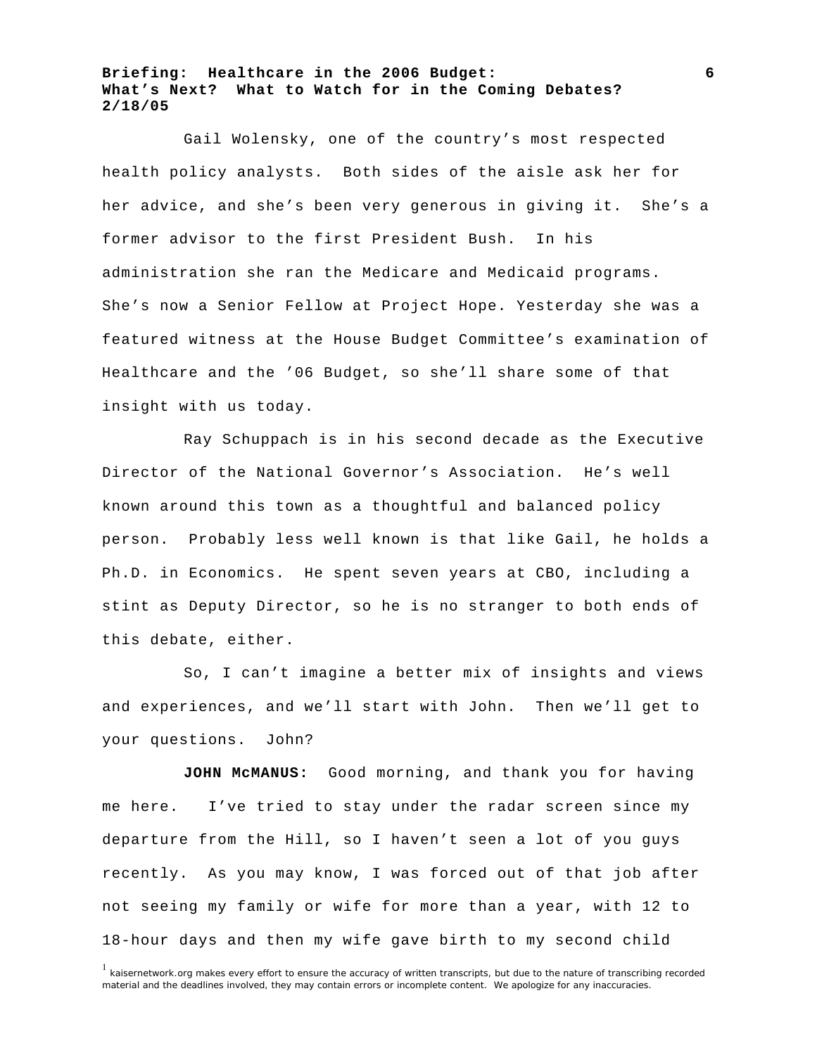Gail Wolensky, one of the country's most respected health policy analysts. Both sides of the aisle ask her for her advice, and she's been very generous in giving it. She's a former advisor to the first President Bush. In his administration she ran the Medicare and Medicaid programs. She's now a Senior Fellow at Project Hope. Yesterday she was a featured witness at the House Budget Committee's examination of Healthcare and the '06 Budget, so she'll share some of that insight with us today.

Ray Schuppach is in his second decade as the Executive Director of the National Governor's Association. He's well known around this town as a thoughtful and balanced policy person. Probably less well known is that like Gail, he holds a Ph.D. in Economics. He spent seven years at CBO, including a stint as Deputy Director, so he is no stranger to both ends of this debate, either.

So, I can't imagine a better mix of insights and views and experiences, and we'll start with John. Then we'll get to your questions. John?

**JOHN McMANUS:** Good morning, and thank you for having me here. I've tried to stay under the radar screen since my departure from the Hill, so I haven't seen a lot of you guys recently. As you may know, I was forced out of that job after not seeing my family or wife for more than a year, with 12 to 18-hour days and then my wife gave birth to my second child

[1] kaisernetwork.org makes every effort to ensure the accuracy of written transcripts, but due to the nature of transcribing recorded material and the deadlines involved, they may contain errors or incomplete content. We apologize for any inaccuracies.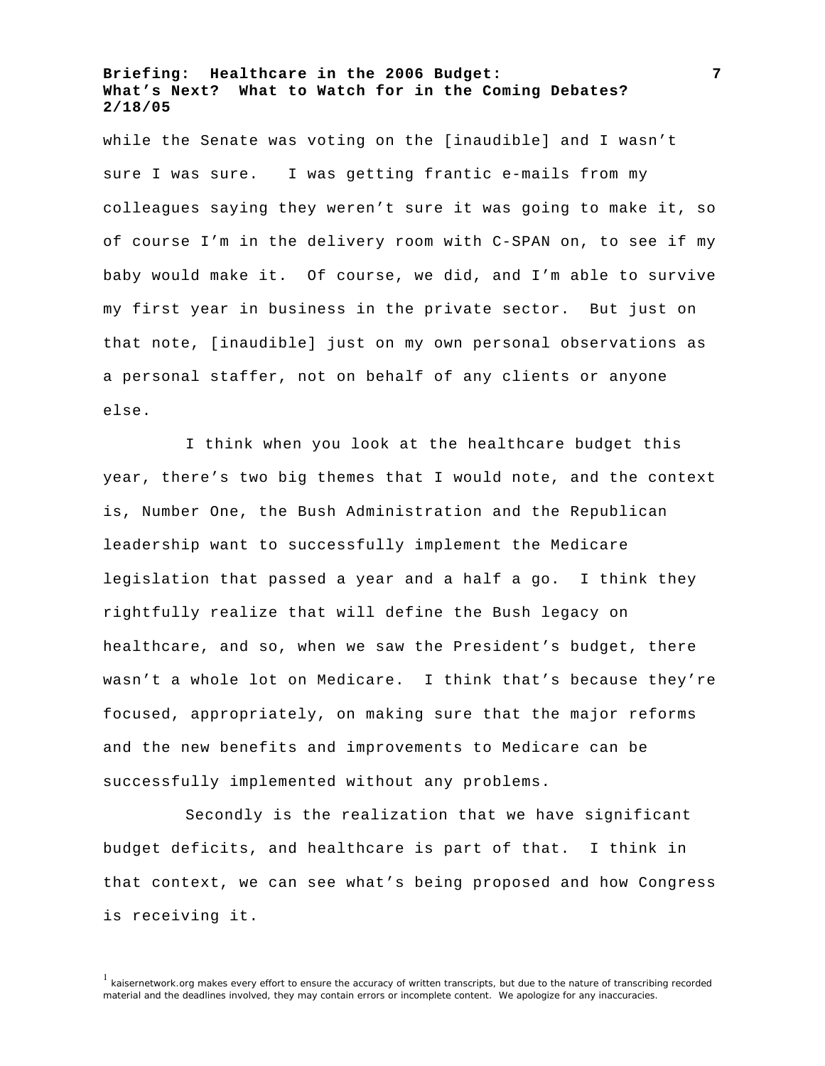while the Senate was voting on the [inaudible] and I wasn't sure I was sure.  I was getting frantic e-mails from my colleagues saying they weren't sure it was going to make it, so of course I'm in the delivery room with C-SPAN on, to see if my baby would make it.  Of course, we did, and I'm able to survive my first year in business in the private sector.  But just on that note, [inaudible] just on my own personal observations as a personal staffer, not on behalf of any clients or anyone else.

I think when you look at the healthcare budget this year, there's two big themes that I would note, and the context is, Number One, the Bush Administration and the Republican leadership want to successfully implement the Medicare legislation that passed a year and a half a go.  I think they rightfully realize that will define the Bush legacy on healthcare, and so, when we saw the President's budget, there wasn't a whole lot on Medicare.  I think that's because they're focused, appropriately, on making sure that the major reforms and the new benefits and improvements to Medicare can be successfully implemented without any problems.

Secondly is the realization that we have significant budget deficits, and healthcare is part of that.  I think in that context, we can see what's being proposed and how Congress is receiving it.

[1] kaisernetwork.org makes every effort to ensure the accuracy of written transcripts, but due to the nature of transcribing recorded material and the deadlines involved, they may contain errors or incomplete content.  We apologize for any inaccuracies.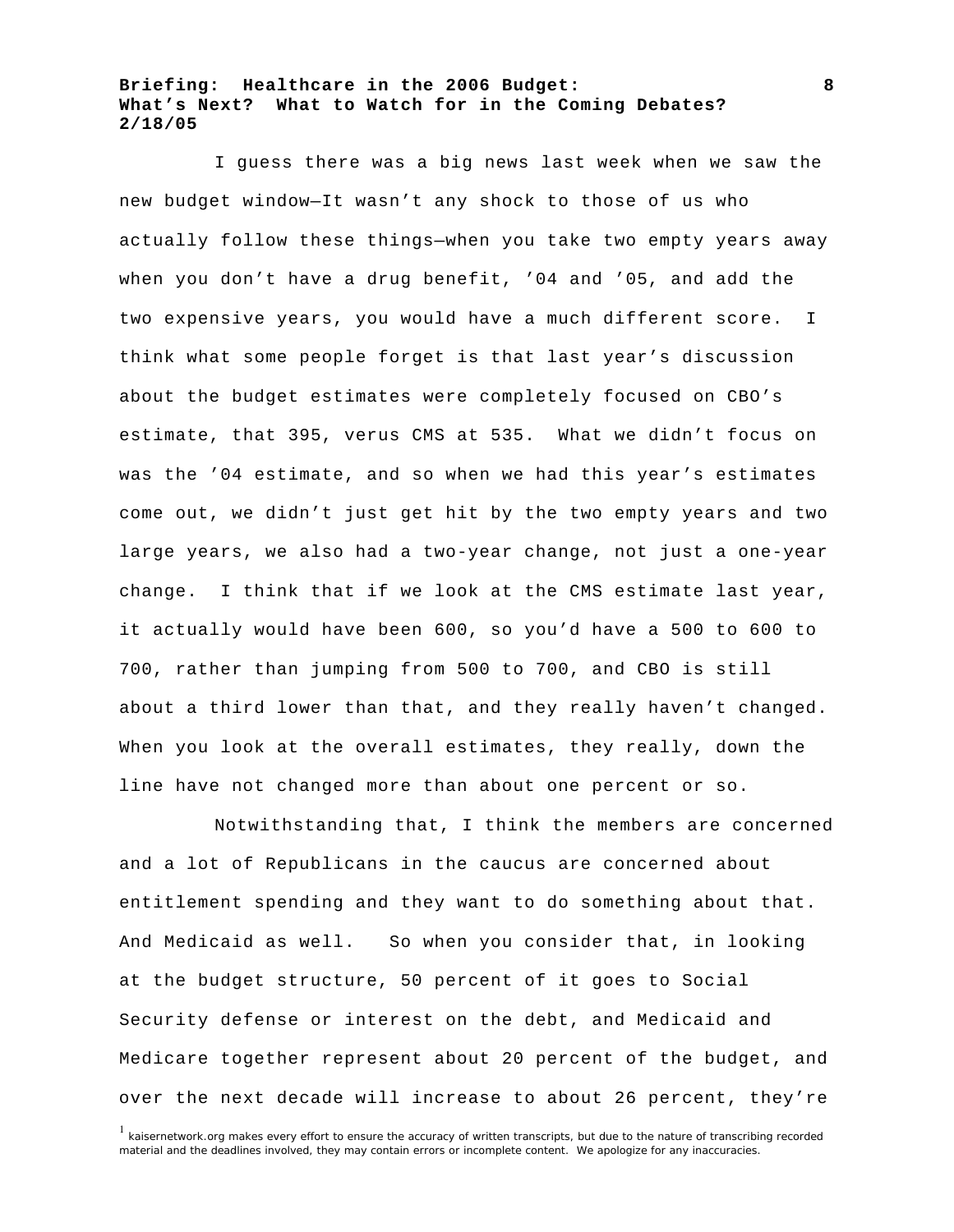I guess there was a big news last week when we saw the new budget window—It wasn't any shock to those of us who actually follow these things—when you take two empty years away when you don't have a drug benefit, '04 and '05, and add the two expensive years, you would have a much different score. I think what some people forget is that last year's discussion about the budget estimates were completely focused on CBO's estimate, that 395, verus CMS at 535. What we didn't focus on was the '04 estimate, and so when we had this year's estimates come out, we didn't just get hit by the two empty years and two large years, we also had a two-year change, not just a one-year change. I think that if we look at the CMS estimate last year, it actually would have been 600, so you'd have a 500 to 600 to 700, rather than jumping from 500 to 700, and CBO is still about a third lower than that, and they really haven't changed. When you look at the overall estimates, they really, down the line have not changed more than about one percent or so.

Notwithstanding that, I think the members are concerned and a lot of Republicans in the caucus are concerned about entitlement spending and they want to do something about that. And Medicaid as well. So when you consider that, in looking at the budget structure, 50 percent of it goes to Social Security defense or interest on the debt, and Medicaid and Medicare together represent about 20 percent of the budget, and over the next decade will increase to about 26 percent, they're

[1] kaisernetwork.org makes every effort to ensure the accuracy of written transcripts, but due to the nature of transcribing recorded material and the deadlines involved, they may contain errors or incomplete content. We apologize for any inaccuracies.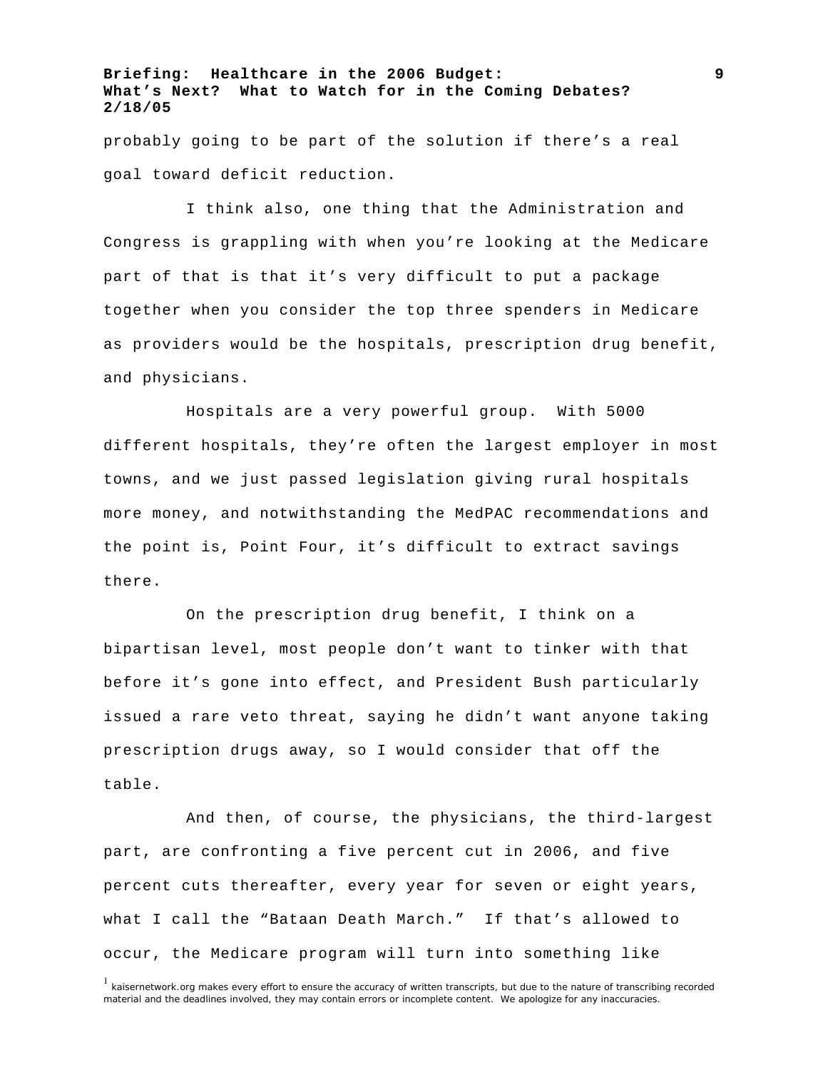probably going to be part of the solution if there's a real goal toward deficit reduction.

I think also, one thing that the Administration and Congress is grappling with when you're looking at the Medicare part of that is that it's very difficult to put a package together when you consider the top three spenders in Medicare as providers would be the hospitals, prescription drug benefit, and physicians.

Hospitals are a very powerful group. With 5000 different hospitals, they're often the largest employer in most towns, and we just passed legislation giving rural hospitals more money, and notwithstanding the MedPAC recommendations and the point is, Point Four, it's difficult to extract savings there.

On the prescription drug benefit, I think on a bipartisan level, most people don't want to tinker with that before it's gone into effect, and President Bush particularly issued a rare veto threat, saying he didn't want anyone taking prescription drugs away, so I would consider that off the table.

And then, of course, the physicians, the third-largest part, are confronting a five percent cut in 2006, and five percent cuts thereafter, every year for seven or eight years, what I call the "Bataan Death March." If that's allowed to occur, the Medicare program will turn into something like

[1] kaisernetwork.org makes every effort to ensure the accuracy of written transcripts, but due to the nature of transcribing recorded material and the deadlines involved, they may contain errors or incomplete content. We apologize for any inaccuracies.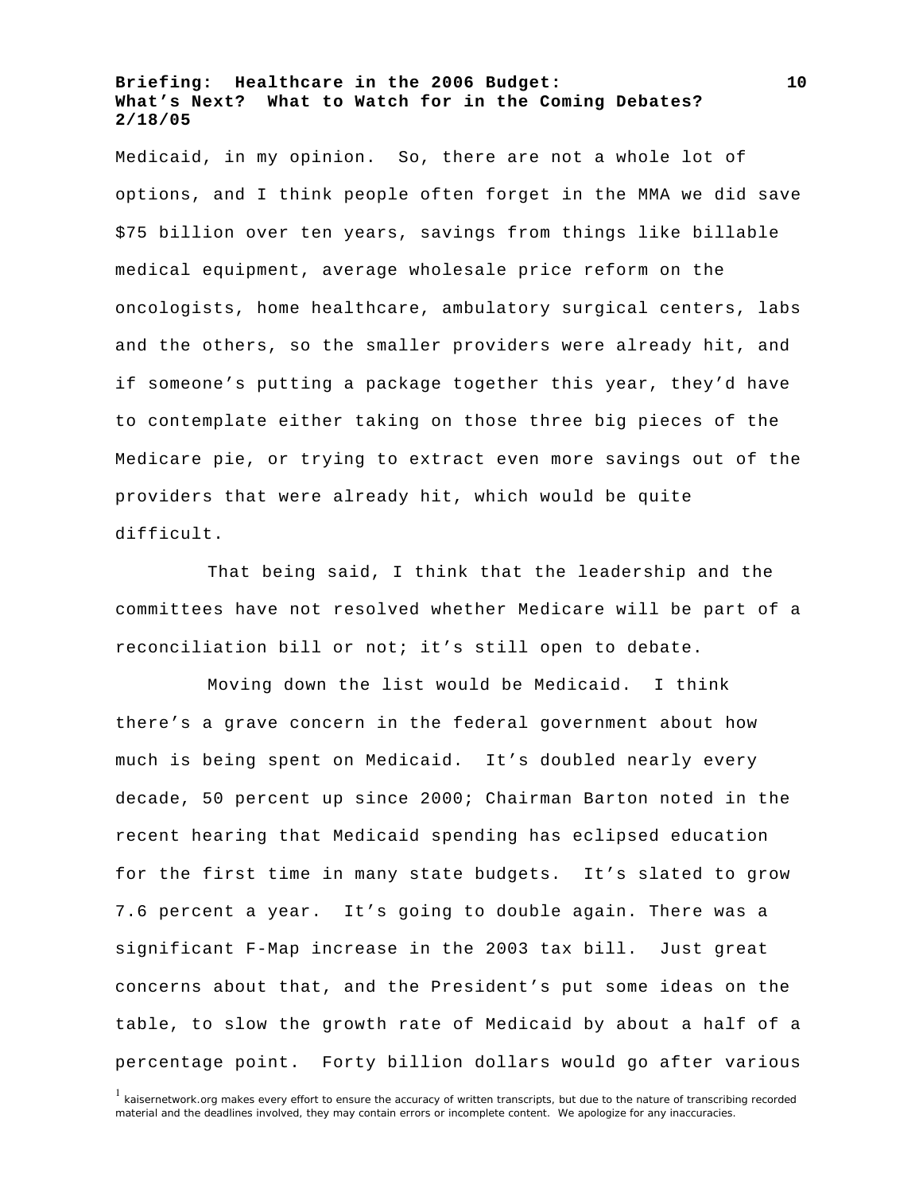Medicaid, in my opinion. So, there are not a whole lot of options, and I think people often forget in the MMA we did save $75 billion over ten years, savings from things like billable medical equipment, average wholesale price reform on the oncologists, home healthcare, ambulatory surgical centers, labs and the others, so the smaller providers were already hit, and if someone's putting a package together this year, they'd have to contemplate either taking on those three big pieces of the Medicare pie, or trying to extract even more savings out of the providers that were already hit, which would be quite difficult.

That being said, I think that the leadership and the committees have not resolved whether Medicare will be part of a reconciliation bill or not; it's still open to debate.

Moving down the list would be Medicaid. I think there's a grave concern in the federal government about how much is being spent on Medicaid. It's doubled nearly every decade, 50 percent up since 2000; Chairman Barton noted in the recent hearing that Medicaid spending has eclipsed education for the first time in many state budgets. It's slated to grow 7.6 percent a year. It's going to double again. There was a significant F-Map increase in the 2003 tax bill. Just great concerns about that, and the President's put some ideas on the table, to slow the growth rate of Medicaid by about a half of a percentage point. Forty billion dollars would go after various

[1] kaisernetwork.org makes every effort to ensure the accuracy of written transcripts, but due to the nature of transcribing recorded material and the deadlines involved, they may contain errors or incomplete content. We apologize for any inaccuracies.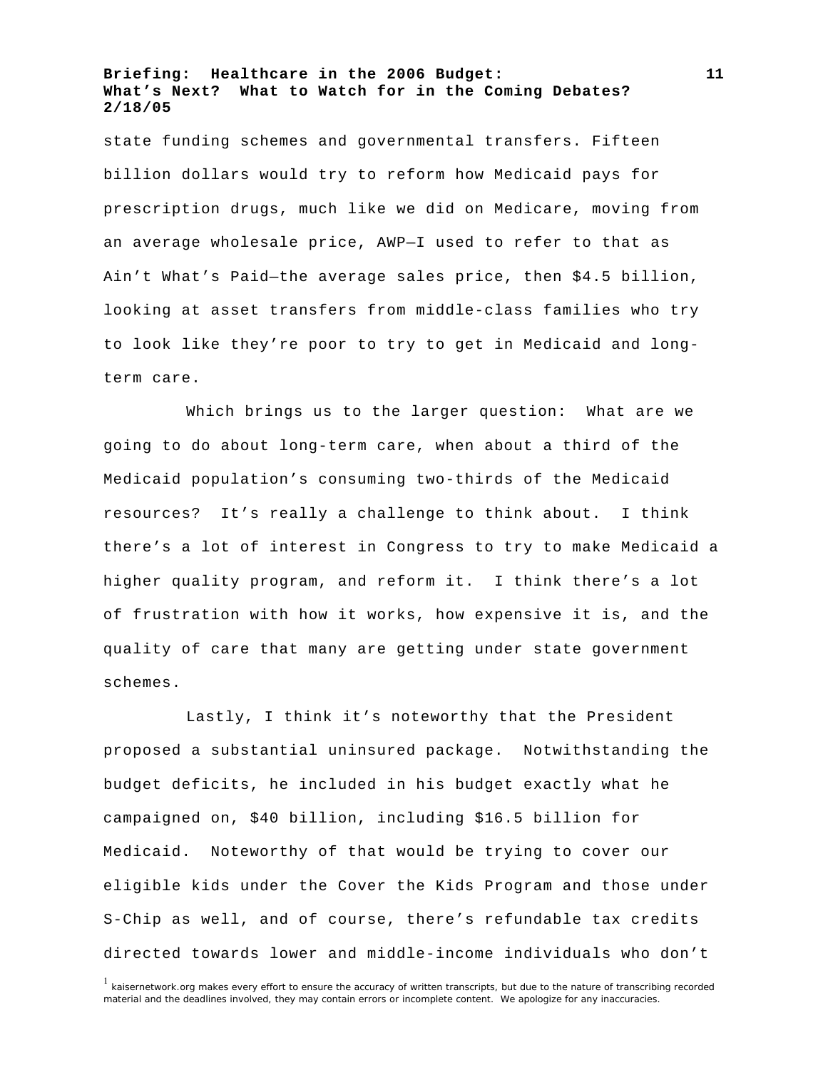state funding schemes and governmental transfers. Fifteen billion dollars would try to reform how Medicaid pays for prescription drugs, much like we did on Medicare, moving from an average wholesale price, AWP—I used to refer to that as Ain't What's Paid—the average sales price, then $4.5 billion, looking at asset transfers from middle-class families who try to look like they're poor to try to get in Medicaid and long-term care.

Which brings us to the larger question: What are we going to do about long-term care, when about a third of the Medicaid population's consuming two-thirds of the Medicaid resources? It's really a challenge to think about. I think there's a lot of interest in Congress to try to make Medicaid a higher quality program, and reform it. I think there's a lot of frustration with how it works, how expensive it is, and the quality of care that many are getting under state government schemes.

Lastly, I think it's noteworthy that the President proposed a substantial uninsured package. Notwithstanding the budget deficits, he included in his budget exactly what he campaigned on, $40 billion, including $16.5 billion for Medicaid. Noteworthy of that would be trying to cover our eligible kids under the Cover the Kids Program and those under S-Chip as well, and of course, there's refundable tax credits directed towards lower and middle-income individuals who don't

[1] kaisernetwork.org makes every effort to ensure the accuracy of written transcripts, but due to the nature of transcribing recorded material and the deadlines involved, they may contain errors or incomplete content. We apologize for any inaccuracies.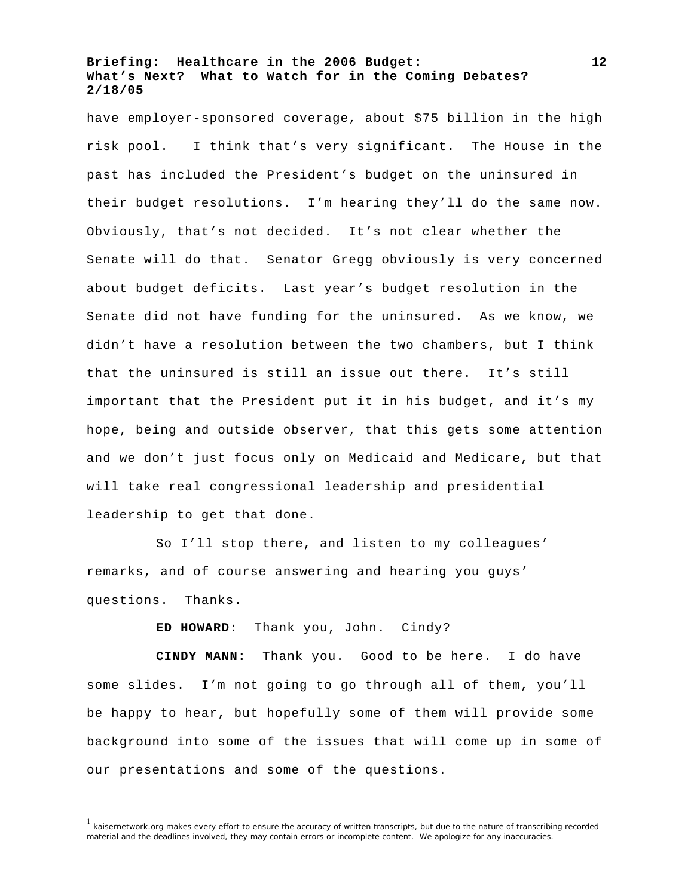have employer-sponsored coverage, about $75 billion in the high risk pool. I think that's very significant. The House in the past has included the President's budget on the uninsured in their budget resolutions. I'm hearing they'll do the same now. Obviously, that's not decided. It's not clear whether the Senate will do that. Senator Gregg obviously is very concerned about budget deficits. Last year's budget resolution in the Senate did not have funding for the uninsured. As we know, we didn't have a resolution between the two chambers, but I think that the uninsured is still an issue out there. It's still important that the President put it in his budget, and it's my hope, being and outside observer, that this gets some attention and we don't just focus only on Medicaid and Medicare, but that will take real congressional leadership and presidential leadership to get that done.

So I'll stop there, and listen to my colleagues' remarks, and of course answering and hearing you guys' questions. Thanks.

**ED HOWARD:** Thank you, John. Cindy?

**CINDY MANN:** Thank you. Good to be here. I do have some slides. I'm not going to go through all of them, you'll be happy to hear, but hopefully some of them will provide some background into some of the issues that will come up in some of our presentations and some of the questions.

[1] kaisernetwork.org makes every effort to ensure the accuracy of written transcripts, but due to the nature of transcribing recorded material and the deadlines involved, they may contain errors or incomplete content. We apologize for any inaccuracies.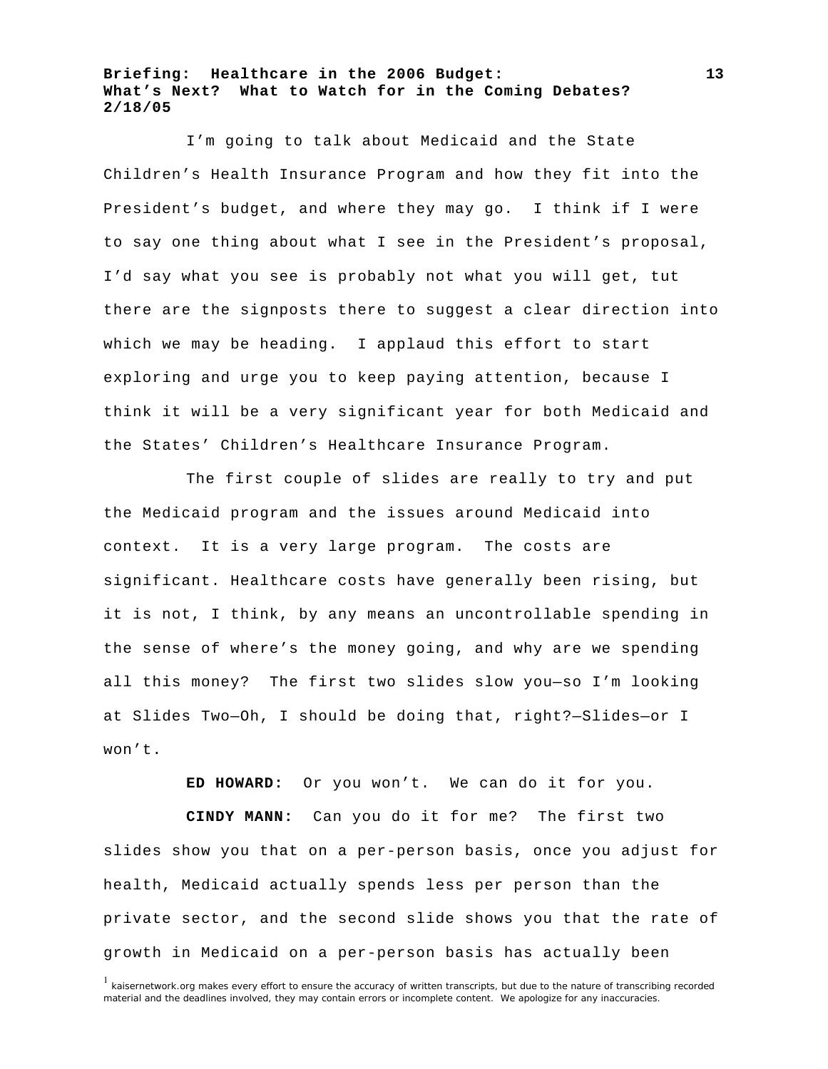I'm going to talk about Medicaid and the State Children's Health Insurance Program and how they fit into the President's budget, and where they may go. I think if I were to say one thing about what I see in the President's proposal, I'd say what you see is probably not what you will get, tut there are the signposts there to suggest a clear direction into which we may be heading. I applaud this effort to start exploring and urge you to keep paying attention, because I think it will be a very significant year for both Medicaid and the States' Children's Healthcare Insurance Program.

The first couple of slides are really to try and put the Medicaid program and the issues around Medicaid into context. It is a very large program. The costs are significant. Healthcare costs have generally been rising, but it is not, I think, by any means an uncontrollable spending in the sense of where's the money going, and why are we spending all this money? The first two slides slow you—so I'm looking at Slides Two—Oh, I should be doing that, right?—Slides—or I won't.

**ED HOWARD:** Or you won't. We can do it for you.

**CINDY MANN:** Can you do it for me? The first two slides show you that on a per-person basis, once you adjust for health, Medicaid actually spends less per person than the private sector, and the second slide shows you that the rate of growth in Medicaid on a per-person basis has actually been

[1] kaisernetwork.org makes every effort to ensure the accuracy of written transcripts, but due to the nature of transcribing recorded material and the deadlines involved, they may contain errors or incomplete content. We apologize for any inaccuracies.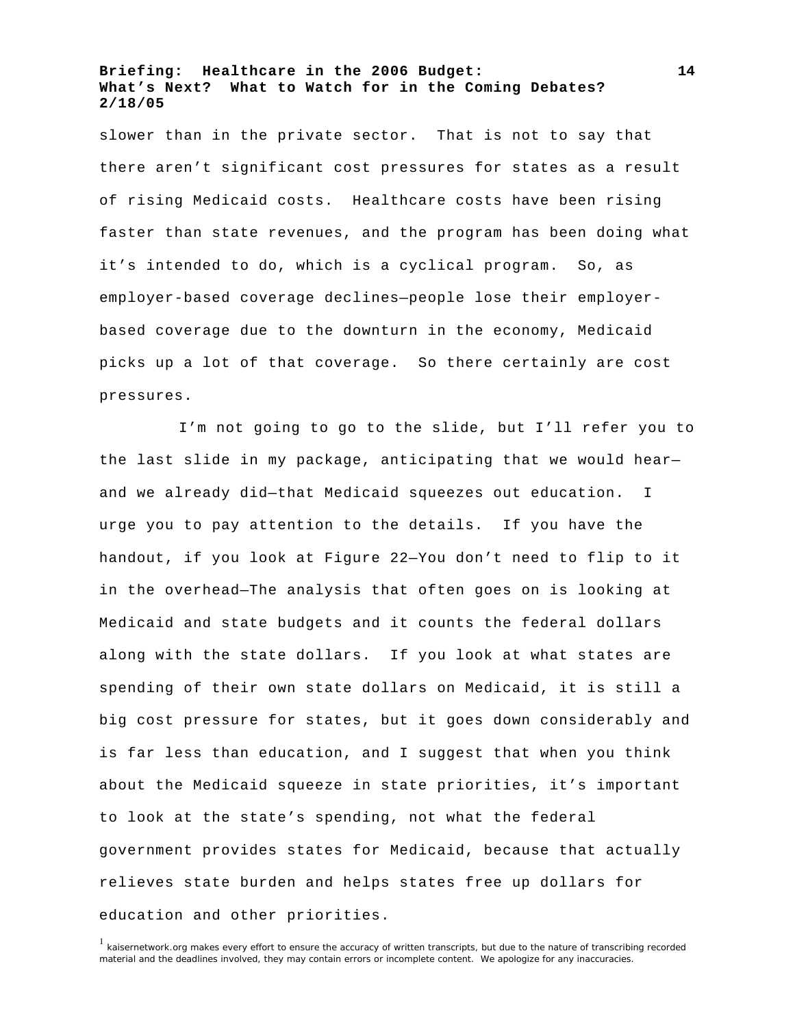slower than in the private sector. That is not to say that there aren't significant cost pressures for states as a result of rising Medicaid costs. Healthcare costs have been rising faster than state revenues, and the program has been doing what it's intended to do, which is a cyclical program. So, as employer-based coverage declines—people lose their employer-based coverage due to the downturn in the economy, Medicaid picks up a lot of that coverage. So there certainly are cost pressures.

I'm not going to go to the slide, but I'll refer you to the last slide in my package, anticipating that we would hear—and we already did—that Medicaid squeezes out education. I urge you to pay attention to the details. If you have the handout, if you look at Figure 22—You don't need to flip to it in the overhead—The analysis that often goes on is looking at Medicaid and state budgets and it counts the federal dollars along with the state dollars. If you look at what states are spending of their own state dollars on Medicaid, it is still a big cost pressure for states, but it goes down considerably and is far less than education, and I suggest that when you think about the Medicaid squeeze in state priorities, it's important to look at the state's spending, not what the federal government provides states for Medicaid, because that actually relieves state burden and helps states free up dollars for education and other priorities.

[1] kaisernetwork.org makes every effort to ensure the accuracy of written transcripts, but due to the nature of transcribing recorded material and the deadlines involved, they may contain errors or incomplete content. We apologize for any inaccuracies.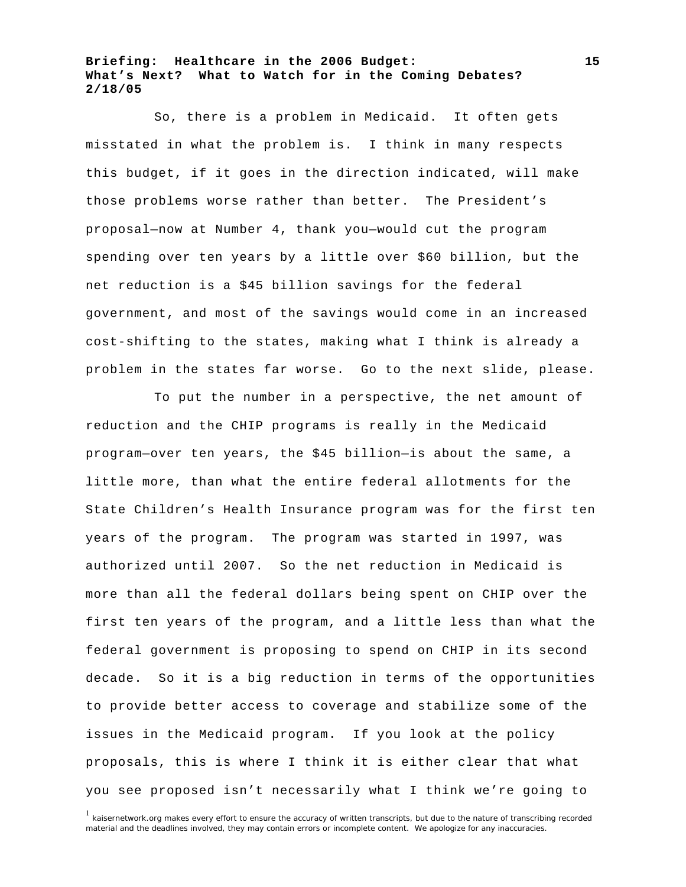So, there is a problem in Medicaid. It often gets misstated in what the problem is. I think in many respects this budget, if it goes in the direction indicated, will make those problems worse rather than better. The President's proposal—now at Number 4, thank you—would cut the program spending over ten years by a little over $60 billion, but the net reduction is a $45 billion savings for the federal government, and most of the savings would come in an increased cost-shifting to the states, making what I think is already a problem in the states far worse. Go to the next slide, please.

To put the number in a perspective, the net amount of reduction and the CHIP programs is really in the Medicaid program—over ten years, the $45 billion—is about the same, a little more, than what the entire federal allotments for the State Children's Health Insurance program was for the first ten years of the program. The program was started in 1997, was authorized until 2007. So the net reduction in Medicaid is more than all the federal dollars being spent on CHIP over the first ten years of the program, and a little less than what the federal government is proposing to spend on CHIP in its second decade. So it is a big reduction in terms of the opportunities to provide better access to coverage and stabilize some of the issues in the Medicaid program. If you look at the policy proposals, this is where I think it is either clear that what you see proposed isn't necessarily what I think we're going to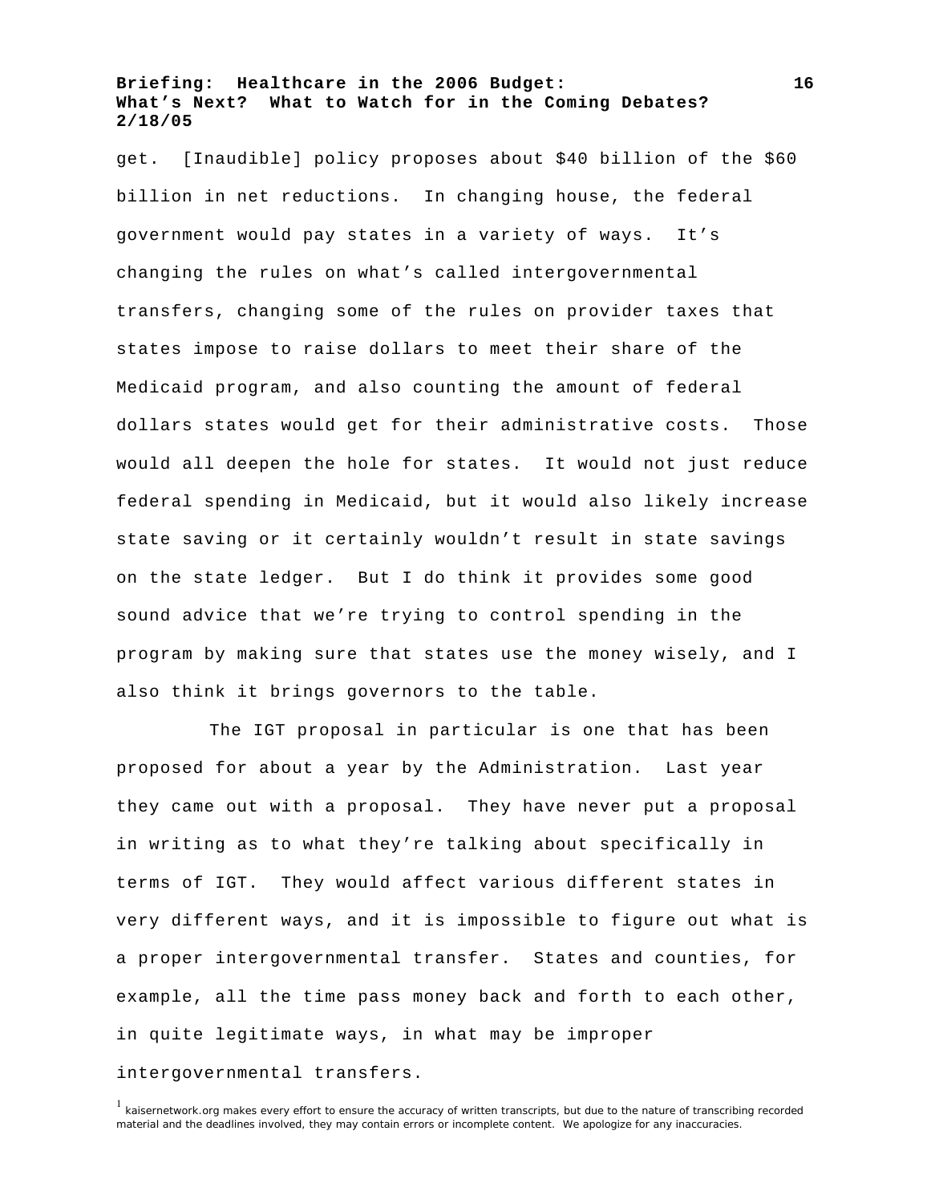get. [Inaudible] policy proposes about $40 billion of the $60 billion in net reductions. In changing house, the federal government would pay states in a variety of ways. It's changing the rules on what's called intergovernmental transfers, changing some of the rules on provider taxes that states impose to raise dollars to meet their share of the Medicaid program, and also counting the amount of federal dollars states would get for their administrative costs. Those would all deepen the hole for states. It would not just reduce federal spending in Medicaid, but it would also likely increase state saving or it certainly wouldn't result in state savings on the state ledger. But I do think it provides some good sound advice that we're trying to control spending in the program by making sure that states use the money wisely, and I also think it brings governors to the table.

The IGT proposal in particular is one that has been proposed for about a year by the Administration. Last year they came out with a proposal. They have never put a proposal in writing as to what they're talking about specifically in terms of IGT. They would affect various different states in very different ways, and it is impossible to figure out what is a proper intergovernmental transfer. States and counties, for example, all the time pass money back and forth to each other, in quite legitimate ways, in what may be improper intergovernmental transfers.

[1] kaisernetwork.org makes every effort to ensure the accuracy of written transcripts, but due to the nature of transcribing recorded material and the deadlines involved, they may contain errors or incomplete content. We apologize for any inaccuracies.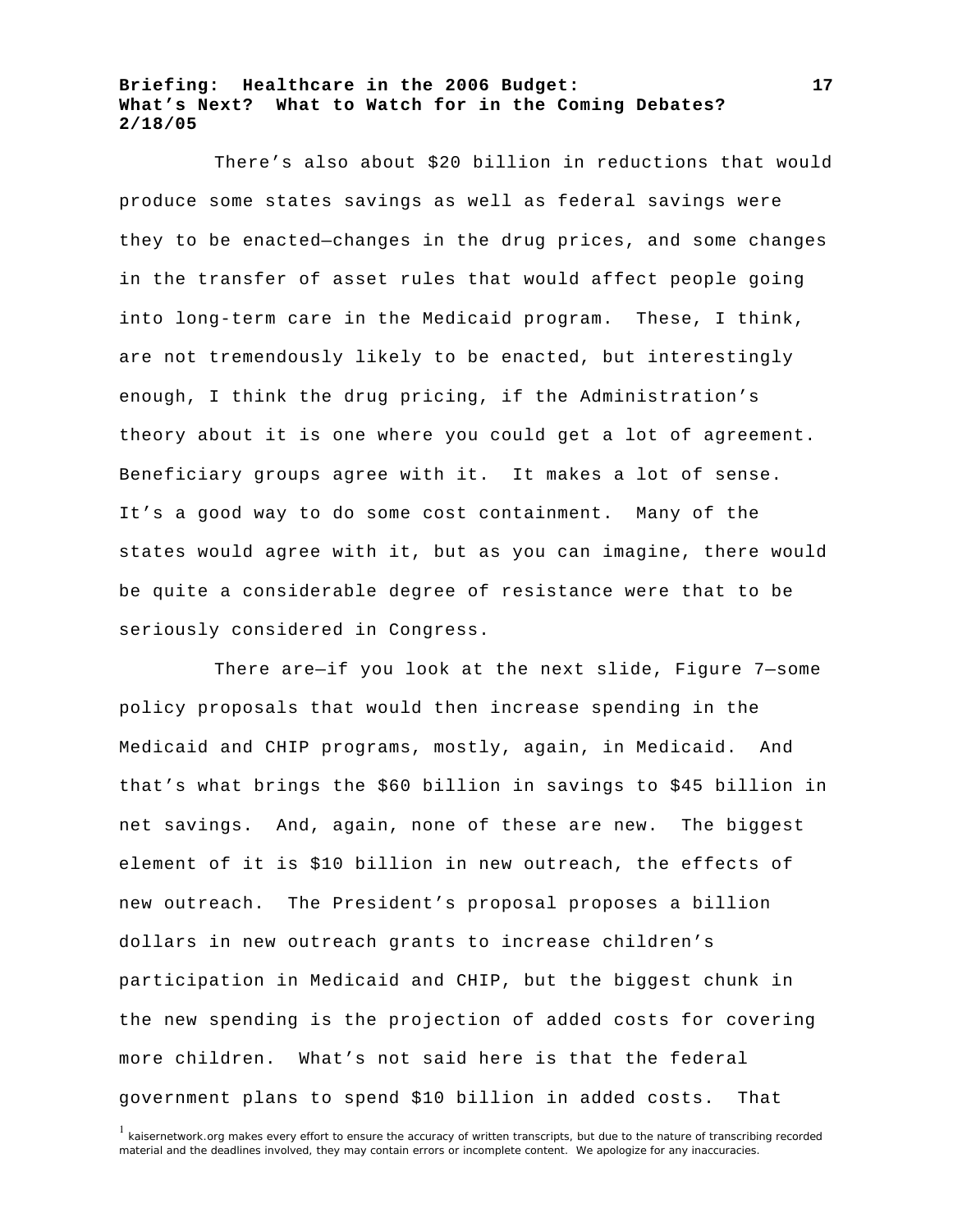There's also about $20 billion in reductions that would produce some states savings as well as federal savings were they to be enacted—changes in the drug prices, and some changes in the transfer of asset rules that would affect people going into long-term care in the Medicaid program. These, I think, are not tremendously likely to be enacted, but interestingly enough, I think the drug pricing, if the Administration's theory about it is one where you could get a lot of agreement. Beneficiary groups agree with it. It makes a lot of sense. It's a good way to do some cost containment. Many of the states would agree with it, but as you can imagine, there would be quite a considerable degree of resistance were that to be seriously considered in Congress.

There are—if you look at the next slide, Figure 7—some policy proposals that would then increase spending in the Medicaid and CHIP programs, mostly, again, in Medicaid. And that's what brings the $60 billion in savings to $45 billion in net savings. And, again, none of these are new. The biggest element of it is $10 billion in new outreach, the effects of new outreach. The President's proposal proposes a billion dollars in new outreach grants to increase children's participation in Medicaid and CHIP, but the biggest chunk in the new spending is the projection of added costs for covering more children. What's not said here is that the federal government plans to spend $10 billion in added costs. That

[1] kaisernetwork.org makes every effort to ensure the accuracy of written transcripts, but due to the nature of transcribing recorded material and the deadlines involved, they may contain errors or incomplete content. We apologize for any inaccuracies.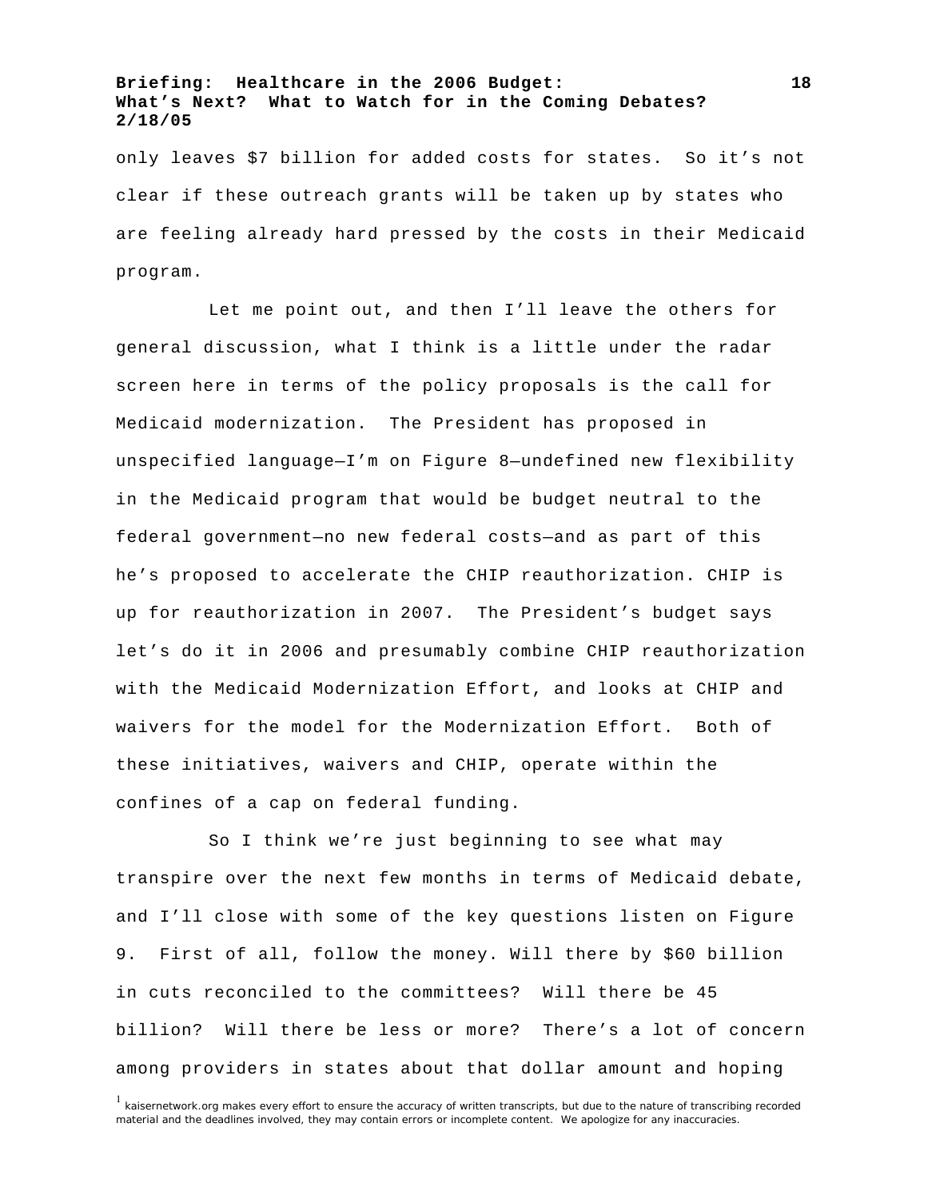only leaves $7 billion for added costs for states. So it's not clear if these outreach grants will be taken up by states who are feeling already hard pressed by the costs in their Medicaid program.

Let me point out, and then I'll leave the others for general discussion, what I think is a little under the radar screen here in terms of the policy proposals is the call for Medicaid modernization. The President has proposed in unspecified language—I'm on Figure 8—undefined new flexibility in the Medicaid program that would be budget neutral to the federal government—no new federal costs—and as part of this he's proposed to accelerate the CHIP reauthorization. CHIP is up for reauthorization in 2007. The President's budget says let's do it in 2006 and presumably combine CHIP reauthorization with the Medicaid Modernization Effort, and looks at CHIP and waivers for the model for the Modernization Effort. Both of these initiatives, waivers and CHIP, operate within the confines of a cap on federal funding.

So I think we're just beginning to see what may transpire over the next few months in terms of Medicaid debate, and I'll close with some of the key questions listen on Figure 9. First of all, follow the money. Will there by $60 billion in cuts reconciled to the committees? Will there be 45 billion? Will there be less or more? There's a lot of concern among providers in states about that dollar amount and hoping

[1] kaisernetwork.org makes every effort to ensure the accuracy of written transcripts, but due to the nature of transcribing recorded material and the deadlines involved, they may contain errors or incomplete content. We apologize for any inaccuracies.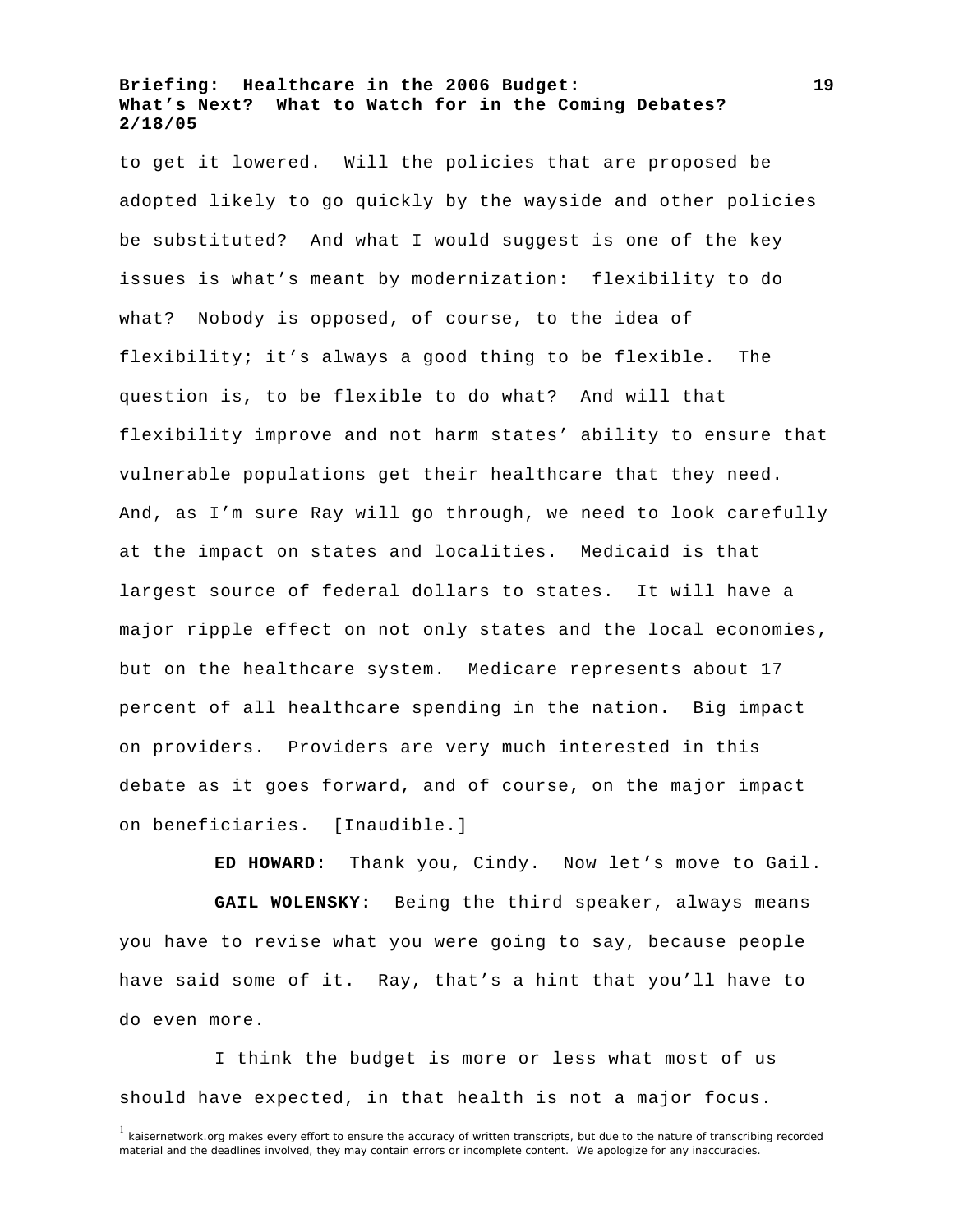to get it lowered. Will the policies that are proposed be adopted likely to go quickly by the wayside and other policies be substituted? And what I would suggest is one of the key issues is what's meant by modernization: flexibility to do what? Nobody is opposed, of course, to the idea of flexibility; it's always a good thing to be flexible. The question is, to be flexible to do what? And will that flexibility improve and not harm states' ability to ensure that vulnerable populations get their healthcare that they need. And, as I'm sure Ray will go through, we need to look carefully at the impact on states and localities. Medicaid is that largest source of federal dollars to states. It will have a major ripple effect on not only states and the local economies, but on the healthcare system. Medicare represents about 17 percent of all healthcare spending in the nation. Big impact on providers. Providers are very much interested in this debate as it goes forward, and of course, on the major impact on beneficiaries. [Inaudible.]

**ED HOWARD:** Thank you, Cindy. Now let's move to Gail.

**GAIL WOLENSKY:** Being the third speaker, always means you have to revise what you were going to say, because people have said some of it. Ray, that's a hint that you'll have to do even more.

I think the budget is more or less what most of us should have expected, in that health is not a major focus.

[1] kaisernetwork.org makes every effort to ensure the accuracy of written transcripts, but due to the nature of transcribing recorded material and the deadlines involved, they may contain errors or incomplete content. We apologize for any inaccuracies.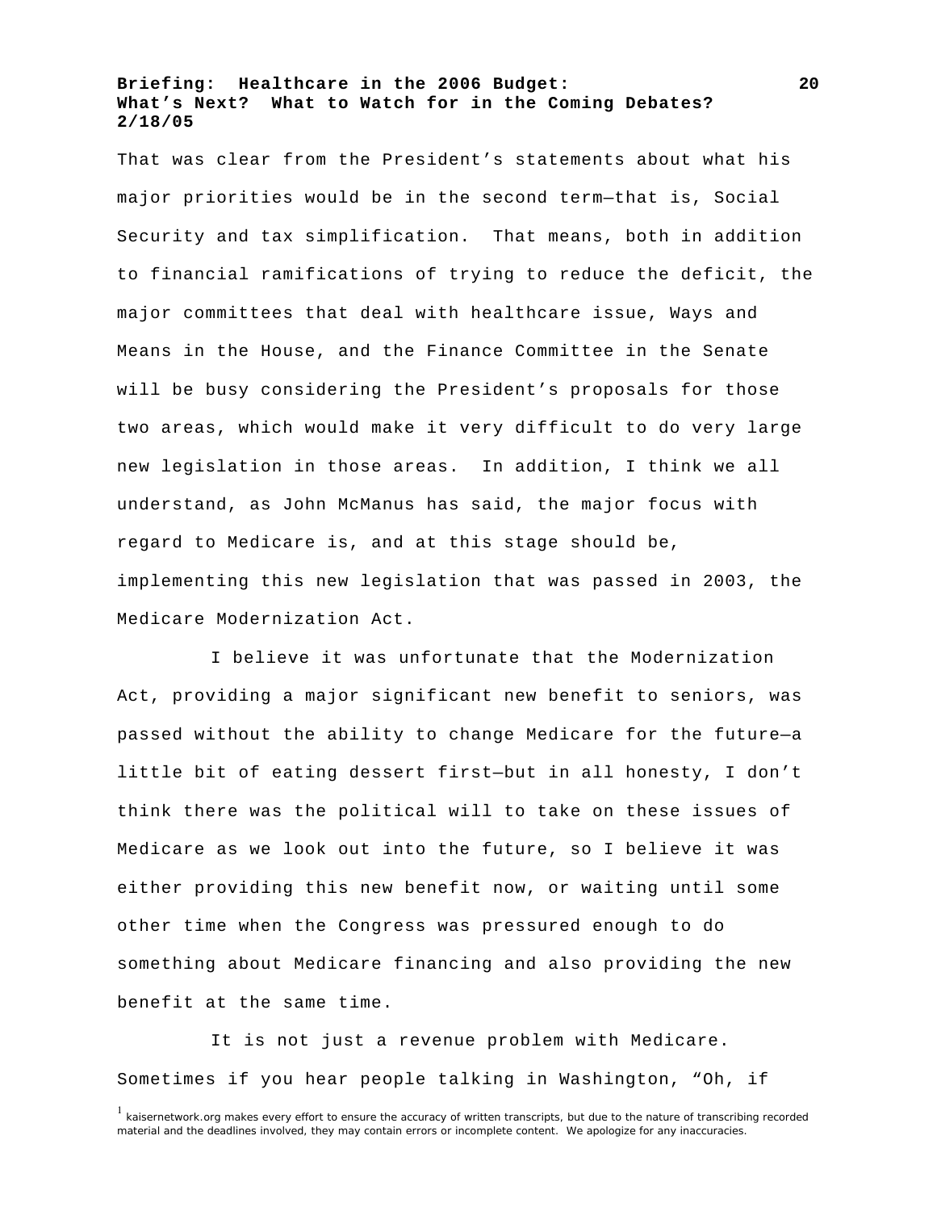That was clear from the President's statements about what his major priorities would be in the second term—that is, Social Security and tax simplification. That means, both in addition to financial ramifications of trying to reduce the deficit, the major committees that deal with healthcare issue, Ways and Means in the House, and the Finance Committee in the Senate will be busy considering the President's proposals for those two areas, which would make it very difficult to do very large new legislation in those areas. In addition, I think we all understand, as John McManus has said, the major focus with regard to Medicare is, and at this stage should be, implementing this new legislation that was passed in 2003, the Medicare Modernization Act.

I believe it was unfortunate that the Modernization Act, providing a major significant new benefit to seniors, was passed without the ability to change Medicare for the future—a little bit of eating dessert first—but in all honesty, I don't think there was the political will to take on these issues of Medicare as we look out into the future, so I believe it was either providing this new benefit now, or waiting until some other time when the Congress was pressured enough to do something about Medicare financing and also providing the new benefit at the same time.

It is not just a revenue problem with Medicare. Sometimes if you hear people talking in Washington, "Oh, if

[1] kaisernetwork.org makes every effort to ensure the accuracy of written transcripts, but due to the nature of transcribing recorded material and the deadlines involved, they may contain errors or incomplete content. We apologize for any inaccuracies.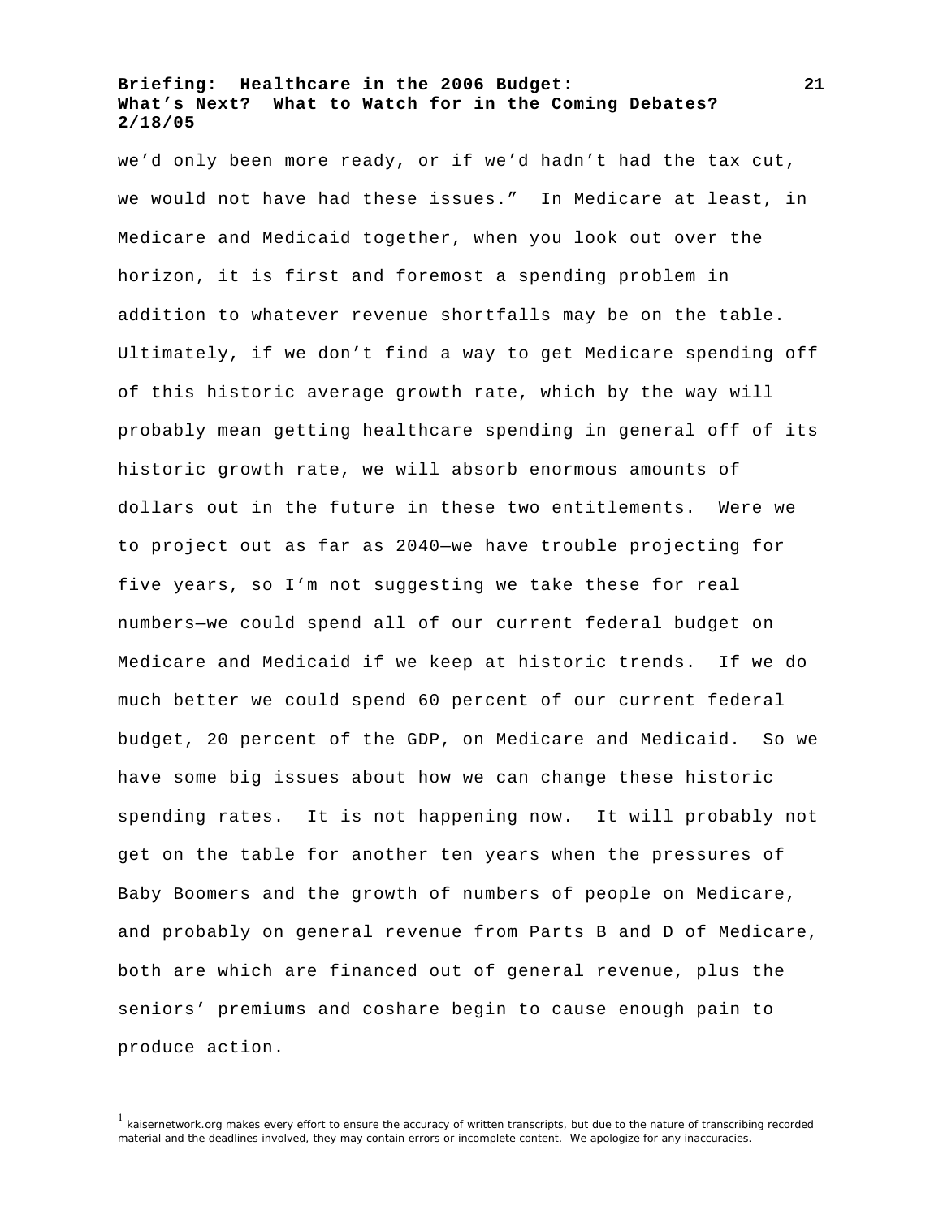we'd only been more ready, or if we'd hadn't had the tax cut, we would not have had these issues." In Medicare at least, in Medicare and Medicaid together, when you look out over the horizon, it is first and foremost a spending problem in addition to whatever revenue shortfalls may be on the table. Ultimately, if we don't find a way to get Medicare spending off of this historic average growth rate, which by the way will probably mean getting healthcare spending in general off of its historic growth rate, we will absorb enormous amounts of dollars out in the future in these two entitlements. Were we to project out as far as 2040—we have trouble projecting for five years, so I'm not suggesting we take these for real numbers—we could spend all of our current federal budget on Medicare and Medicaid if we keep at historic trends. If we do much better we could spend 60 percent of our current federal budget, 20 percent of the GDP, on Medicare and Medicaid. So we have some big issues about how we can change these historic spending rates. It is not happening now. It will probably not get on the table for another ten years when the pressures of Baby Boomers and the growth of numbers of people on Medicare, and probably on general revenue from Parts B and D of Medicare, both are which are financed out of general revenue, plus the seniors' premiums and coshare begin to cause enough pain to produce action.

[1] kaisernetwork.org makes every effort to ensure the accuracy of written transcripts, but due to the nature of transcribing recorded material and the deadlines involved, they may contain errors or incomplete content. We apologize for any inaccuracies.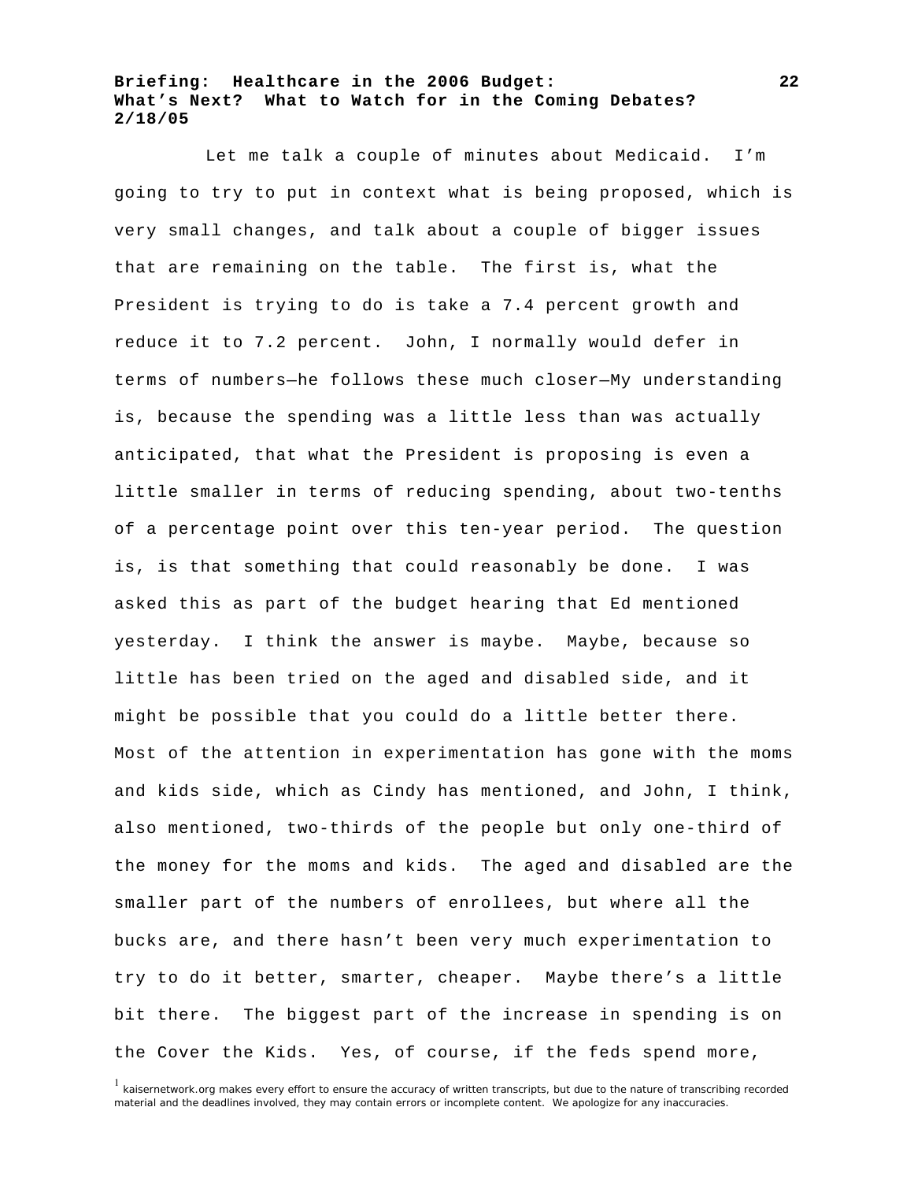Let me talk a couple of minutes about Medicaid. I'm going to try to put in context what is being proposed, which is very small changes, and talk about a couple of bigger issues that are remaining on the table. The first is, what the President is trying to do is take a 7.4 percent growth and reduce it to 7.2 percent. John, I normally would defer in terms of numbers—he follows these much closer—My understanding is, because the spending was a little less than was actually anticipated, that what the President is proposing is even a little smaller in terms of reducing spending, about two-tenths of a percentage point over this ten-year period. The question is, is that something that could reasonably be done. I was asked this as part of the budget hearing that Ed mentioned yesterday. I think the answer is maybe. Maybe, because so little has been tried on the aged and disabled side, and it might be possible that you could do a little better there. Most of the attention in experimentation has gone with the moms and kids side, which as Cindy has mentioned, and John, I think, also mentioned, two-thirds of the people but only one-third of the money for the moms and kids. The aged and disabled are the smaller part of the numbers of enrollees, but where all the bucks are, and there hasn't been very much experimentation to try to do it better, smarter, cheaper. Maybe there's a little bit there. The biggest part of the increase in spending is on the Cover the Kids. Yes, of course, if the feds spend more,

[1] kaisernetwork.org makes every effort to ensure the accuracy of written transcripts, but due to the nature of transcribing recorded material and the deadlines involved, they may contain errors or incomplete content. We apologize for any inaccuracies.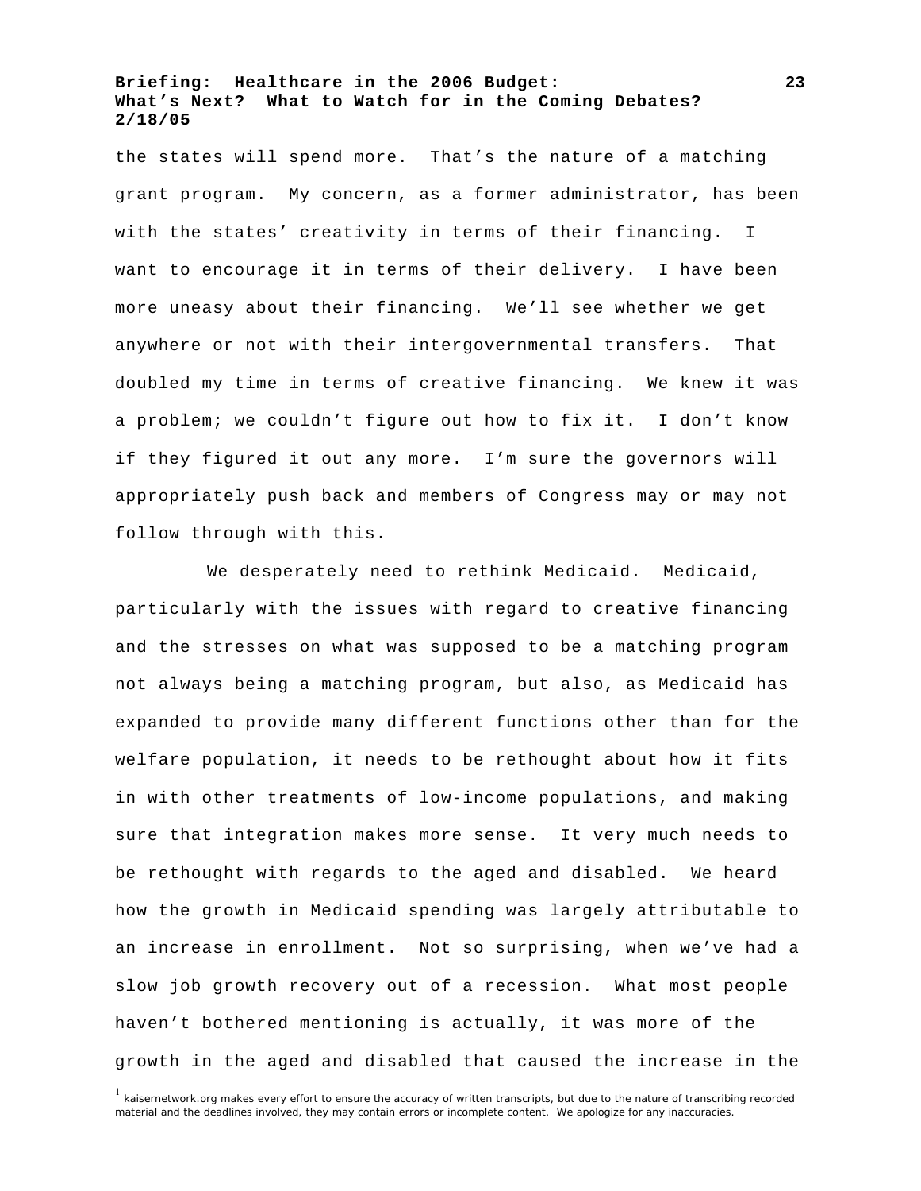the states will spend more. That's the nature of a matching grant program. My concern, as a former administrator, has been with the states' creativity in terms of their financing. I want to encourage it in terms of their delivery. I have been more uneasy about their financing. We'll see whether we get anywhere or not with their intergovernmental transfers. That doubled my time in terms of creative financing. We knew it was a problem; we couldn't figure out how to fix it. I don't know if they figured it out any more. I'm sure the governors will appropriately push back and members of Congress may or may not follow through with this.

We desperately need to rethink Medicaid. Medicaid, particularly with the issues with regard to creative financing and the stresses on what was supposed to be a matching program not always being a matching program, but also, as Medicaid has expanded to provide many different functions other than for the welfare population, it needs to be rethought about how it fits in with other treatments of low-income populations, and making sure that integration makes more sense. It very much needs to be rethought with regards to the aged and disabled. We heard how the growth in Medicaid spending was largely attributable to an increase in enrollment. Not so surprising, when we've had a slow job growth recovery out of a recession. What most people haven't bothered mentioning is actually, it was more of the growth in the aged and disabled that caused the increase in the

[1] kaisernetwork.org makes every effort to ensure the accuracy of written transcripts, but due to the nature of transcribing recorded material and the deadlines involved, they may contain errors or incomplete content. We apologize for any inaccuracies.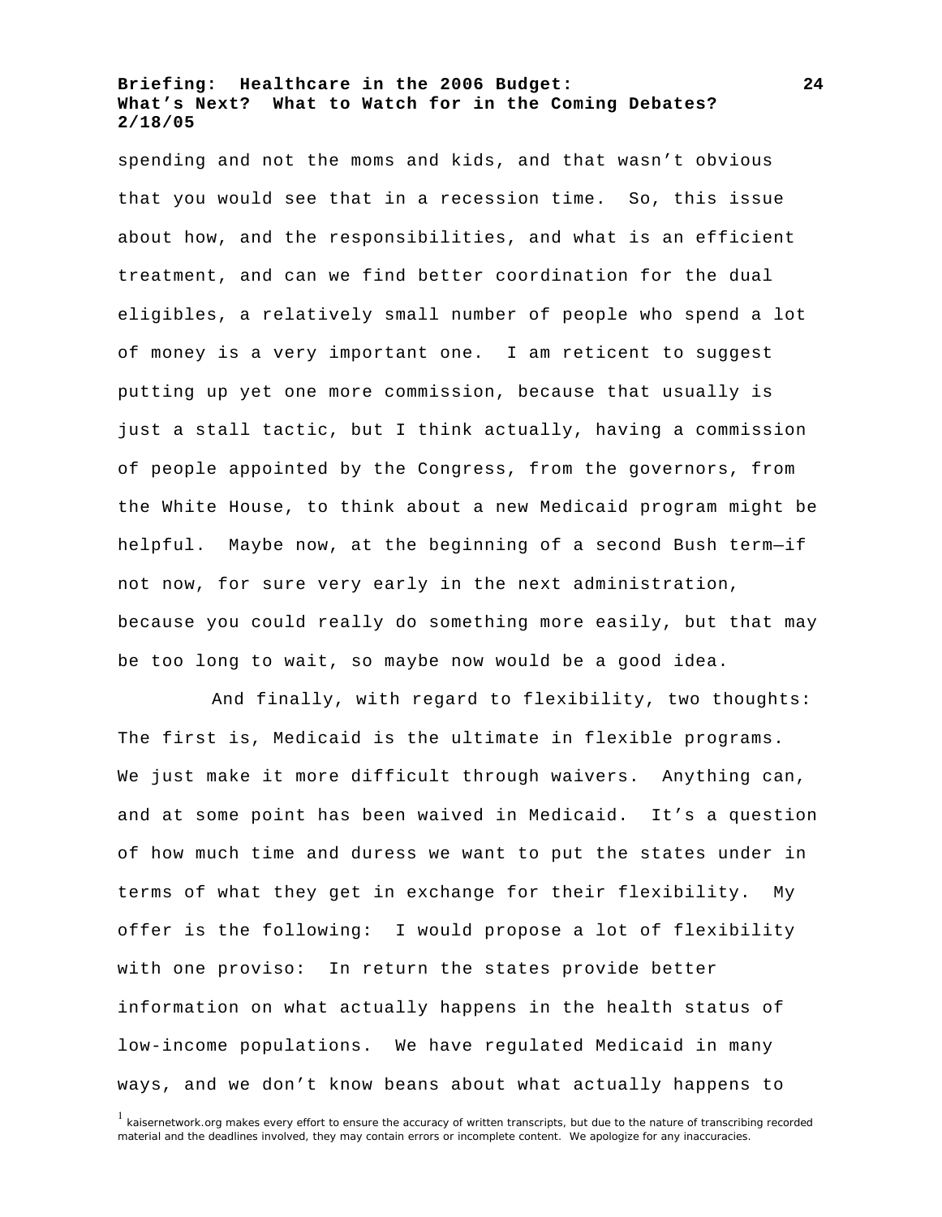spending and not the moms and kids, and that wasn't obvious that you would see that in a recession time. So, this issue about how, and the responsibilities, and what is an efficient treatment, and can we find better coordination for the dual eligibles, a relatively small number of people who spend a lot of money is a very important one. I am reticent to suggest putting up yet one more commission, because that usually is just a stall tactic, but I think actually, having a commission of people appointed by the Congress, from the governors, from the White House, to think about a new Medicaid program might be helpful. Maybe now, at the beginning of a second Bush term—if not now, for sure very early in the next administration, because you could really do something more easily, but that may be too long to wait, so maybe now would be a good idea.

And finally, with regard to flexibility, two thoughts: The first is, Medicaid is the ultimate in flexible programs. We just make it more difficult through waivers. Anything can, and at some point has been waived in Medicaid. It's a question of how much time and duress we want to put the states under in terms of what they get in exchange for their flexibility. My offer is the following: I would propose a lot of flexibility with one proviso: In return the states provide better information on what actually happens in the health status of low-income populations. We have regulated Medicaid in many ways, and we don't know beans about what actually happens to

[1] kaisernetwork.org makes every effort to ensure the accuracy of written transcripts, but due to the nature of transcribing recorded material and the deadlines involved, they may contain errors or incomplete content. We apologize for any inaccuracies.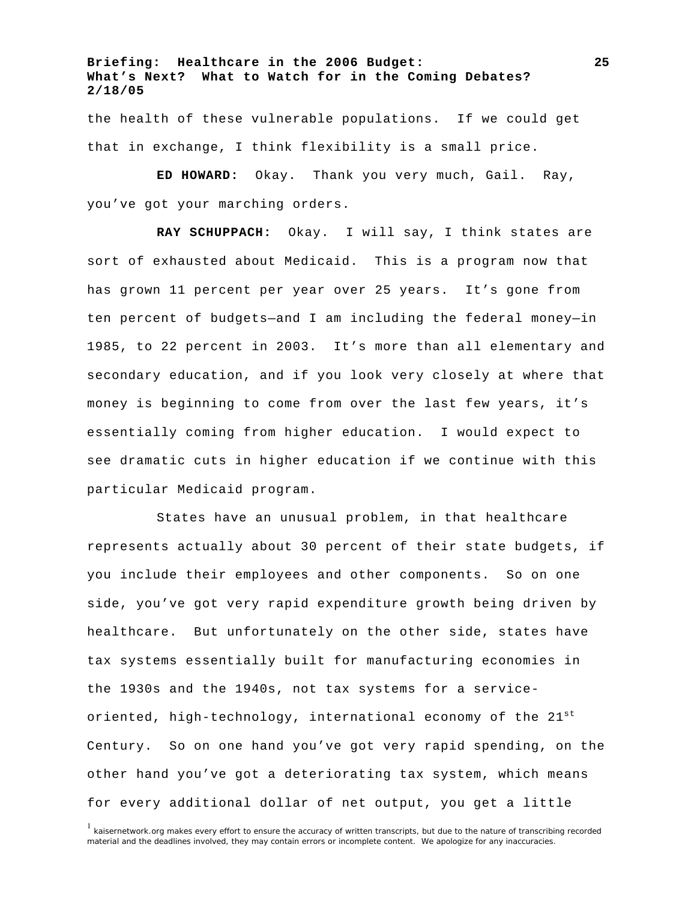the health of these vulnerable populations. If we could get that in exchange, I think flexibility is a small price.

**ED HOWARD:** Okay. Thank you very much, Gail. Ray, you've got your marching orders.

**RAY SCHUPPACH:** Okay. I will say, I think states are sort of exhausted about Medicaid. This is a program now that has grown 11 percent per year over 25 years. It's gone from ten percent of budgets—and I am including the federal money—in 1985, to 22 percent in 2003. It's more than all elementary and secondary education, and if you look very closely at where that money is beginning to come from over the last few years, it's essentially coming from higher education. I would expect to see dramatic cuts in higher education if we continue with this particular Medicaid program.

States have an unusual problem, in that healthcare represents actually about 30 percent of their state budgets, if you include their employees and other components. So on one side, you've got very rapid expenditure growth being driven by healthcare. But unfortunately on the other side, states have tax systems essentially built for manufacturing economies in the 1930s and the 1940s, not tax systems for a service-oriented, high-technology, international economy of the 21st Century. So on one hand you've got very rapid spending, on the other hand you've got a deteriorating tax system, which means for every additional dollar of net output, you get a little

[1] kaisernetwork.org makes every effort to ensure the accuracy of written transcripts, but due to the nature of transcribing recorded material and the deadlines involved, they may contain errors or incomplete content. We apologize for any inaccuracies.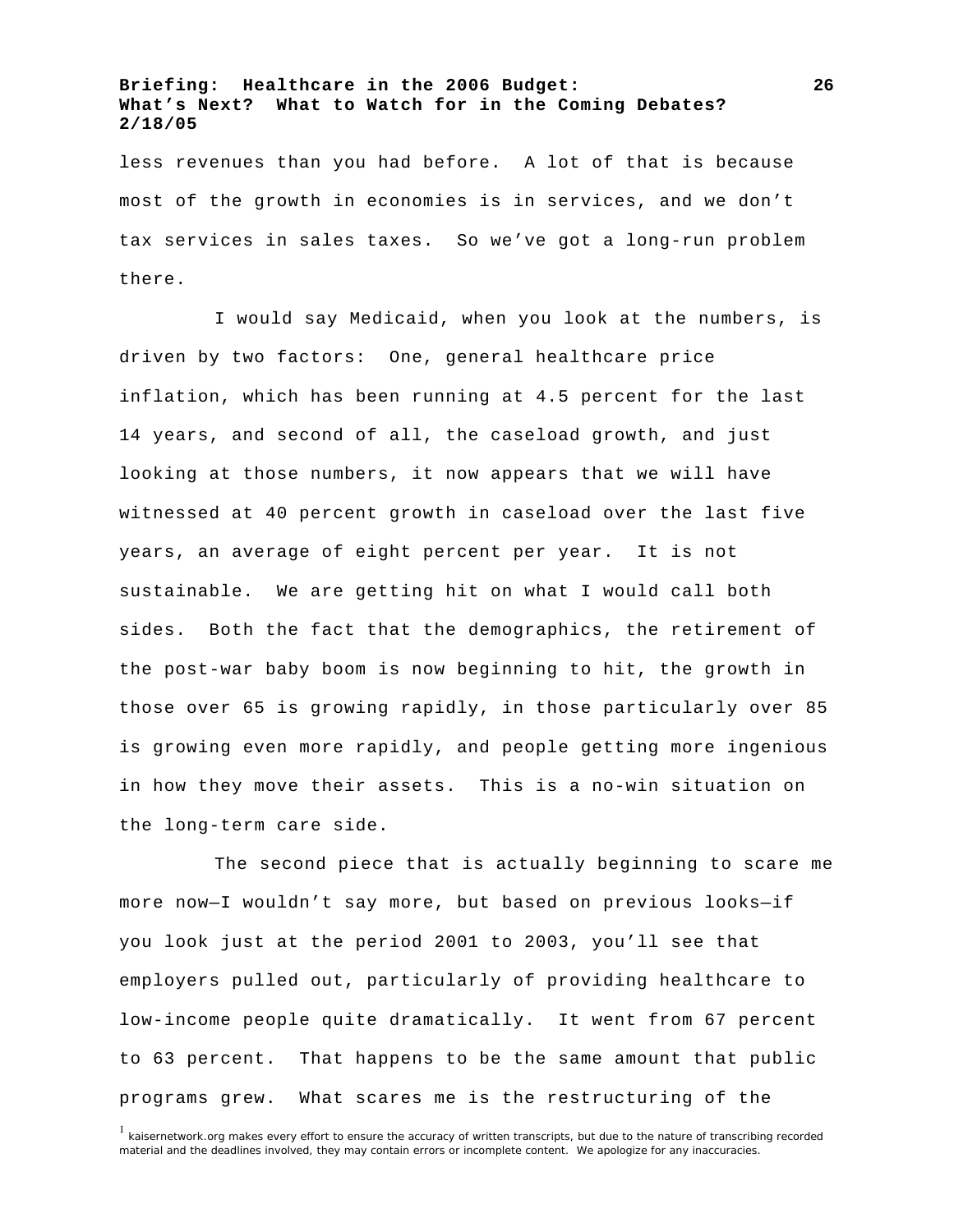less revenues than you had before. A lot of that is because most of the growth in economies is in services, and we don't tax services in sales taxes. So we've got a long-run problem there.

I would say Medicaid, when you look at the numbers, is driven by two factors: One, general healthcare price inflation, which has been running at 4.5 percent for the last 14 years, and second of all, the caseload growth, and just looking at those numbers, it now appears that we will have witnessed at 40 percent growth in caseload over the last five years, an average of eight percent per year. It is not sustainable. We are getting hit on what I would call both sides. Both the fact that the demographics, the retirement of the post-war baby boom is now beginning to hit, the growth in those over 65 is growing rapidly, in those particularly over 85 is growing even more rapidly, and people getting more ingenious in how they move their assets. This is a no-win situation on the long-term care side.

The second piece that is actually beginning to scare me more now—I wouldn't say more, but based on previous looks—if you look just at the period 2001 to 2003, you'll see that employers pulled out, particularly of providing healthcare to low-income people quite dramatically. It went from 67 percent to 63 percent. That happens to be the same amount that public programs grew. What scares me is the restructuring of the

[1] kaisernetwork.org makes every effort to ensure the accuracy of written transcripts, but due to the nature of transcribing recorded material and the deadlines involved, they may contain errors or incomplete content. We apologize for any inaccuracies.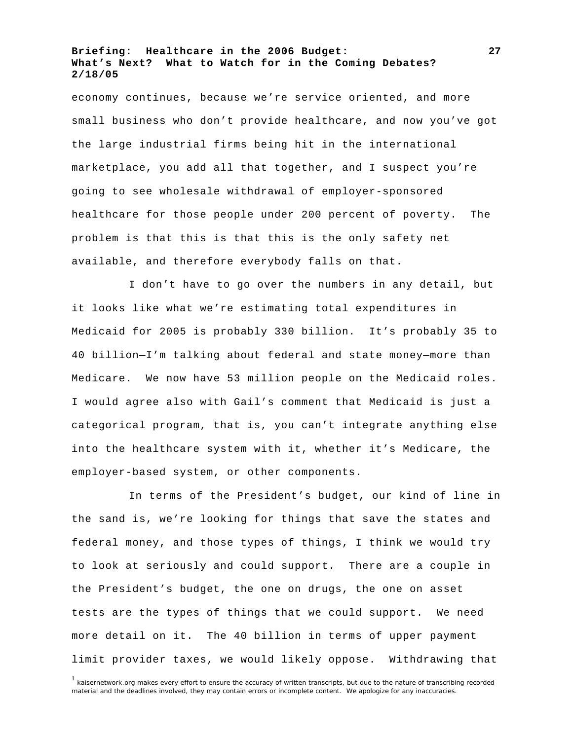economy continues, because we're service oriented, and more small business who don't provide healthcare, and now you've got the large industrial firms being hit in the international marketplace, you add all that together, and I suspect you're going to see wholesale withdrawal of employer-sponsored healthcare for those people under 200 percent of poverty. The problem is that this is that this is the only safety net available, and therefore everybody falls on that.

I don't have to go over the numbers in any detail, but it looks like what we're estimating total expenditures in Medicaid for 2005 is probably 330 billion. It's probably 35 to 40 billion—I'm talking about federal and state money—more than Medicare. We now have 53 million people on the Medicaid roles. I would agree also with Gail's comment that Medicaid is just a categorical program, that is, you can't integrate anything else into the healthcare system with it, whether it's Medicare, the employer-based system, or other components.

In terms of the President's budget, our kind of line in the sand is, we're looking for things that save the states and federal money, and those types of things, I think we would try to look at seriously and could support. There are a couple in the President's budget, the one on drugs, the one on asset tests are the types of things that we could support. We need more detail on it. The 40 billion in terms of upper payment limit provider taxes, we would likely oppose. Withdrawing that

[1] kaisernetwork.org makes every effort to ensure the accuracy of written transcripts, but due to the nature of transcribing recorded material and the deadlines involved, they may contain errors or incomplete content. We apologize for any inaccuracies.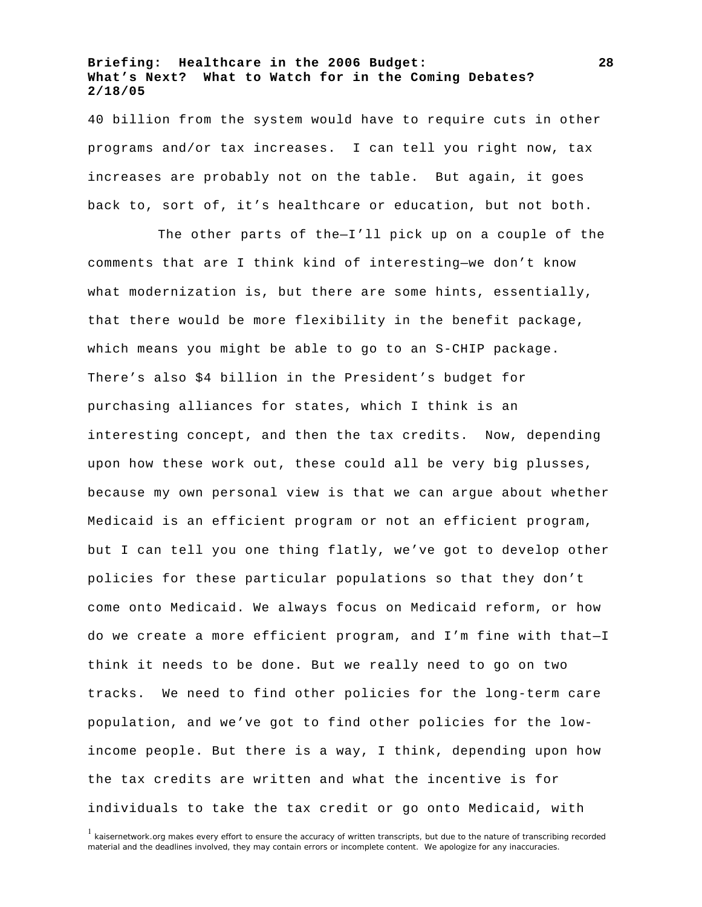40 billion from the system would have to require cuts in other programs and/or tax increases. I can tell you right now, tax increases are probably not on the table. But again, it goes back to, sort of, it's healthcare or education, but not both.

The other parts of the—I'll pick up on a couple of the comments that are I think kind of interesting—we don't know what modernization is, but there are some hints, essentially, that there would be more flexibility in the benefit package, which means you might be able to go to an S-CHIP package. There's also $4 billion in the President's budget for purchasing alliances for states, which I think is an interesting concept, and then the tax credits. Now, depending upon how these work out, these could all be very big plusses, because my own personal view is that we can argue about whether Medicaid is an efficient program or not an efficient program, but I can tell you one thing flatly, we've got to develop other policies for these particular populations so that they don't come onto Medicaid. We always focus on Medicaid reform, or how do we create a more efficient program, and I'm fine with that—I think it needs to be done. But we really need to go on two tracks. We need to find other policies for the long-term care population, and we've got to find other policies for the low-income people. But there is a way, I think, depending upon how the tax credits are written and what the incentive is for individuals to take the tax credit or go onto Medicaid, with

[1] kaisernetwork.org makes every effort to ensure the accuracy of written transcripts, but due to the nature of transcribing recorded material and the deadlines involved, they may contain errors or incomplete content. We apologize for any inaccuracies.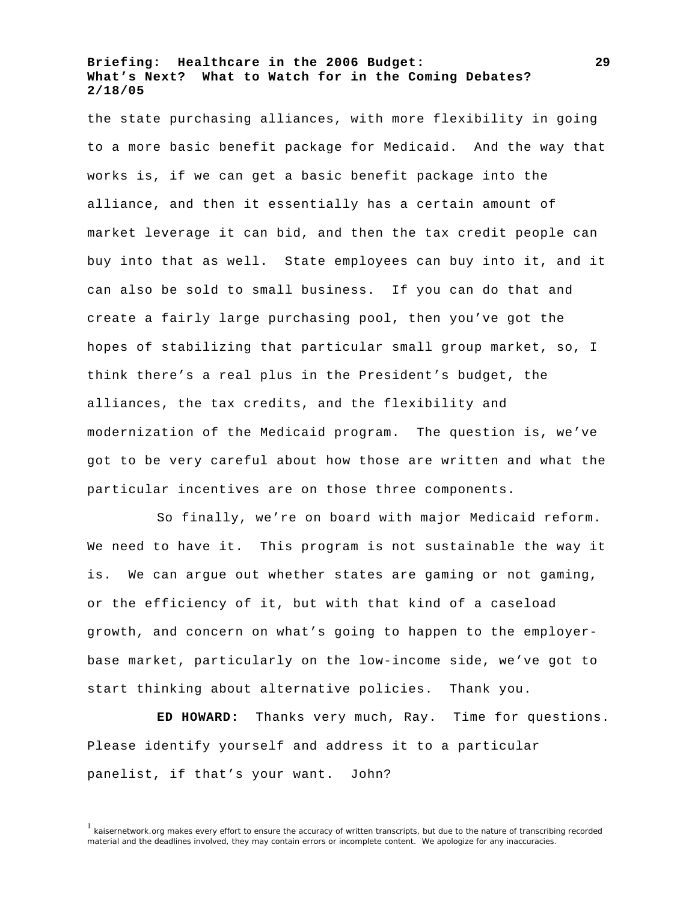the state purchasing alliances, with more flexibility in going to a more basic benefit package for Medicaid. And the way that works is, if we can get a basic benefit package into the alliance, and then it essentially has a certain amount of market leverage it can bid, and then the tax credit people can buy into that as well. State employees can buy into it, and it can also be sold to small business. If you can do that and create a fairly large purchasing pool, then you've got the hopes of stabilizing that particular small group market, so, I think there's a real plus in the President's budget, the alliances, the tax credits, and the flexibility and modernization of the Medicaid program. The question is, we've got to be very careful about how those are written and what the particular incentives are on those three components.

So finally, we're on board with major Medicaid reform. We need to have it. This program is not sustainable the way it is. We can argue out whether states are gaming or not gaming, or the efficiency of it, but with that kind of a caseload growth, and concern on what's going to happen to the employer-base market, particularly on the low-income side, we've got to start thinking about alternative policies. Thank you.

**ED HOWARD:** Thanks very much, Ray. Time for questions. Please identify yourself and address it to a particular panelist, if that's your want. John?

[1] kaisernetwork.org makes every effort to ensure the accuracy of written transcripts, but due to the nature of transcribing recorded material and the deadlines involved, they may contain errors or incomplete content. We apologize for any inaccuracies.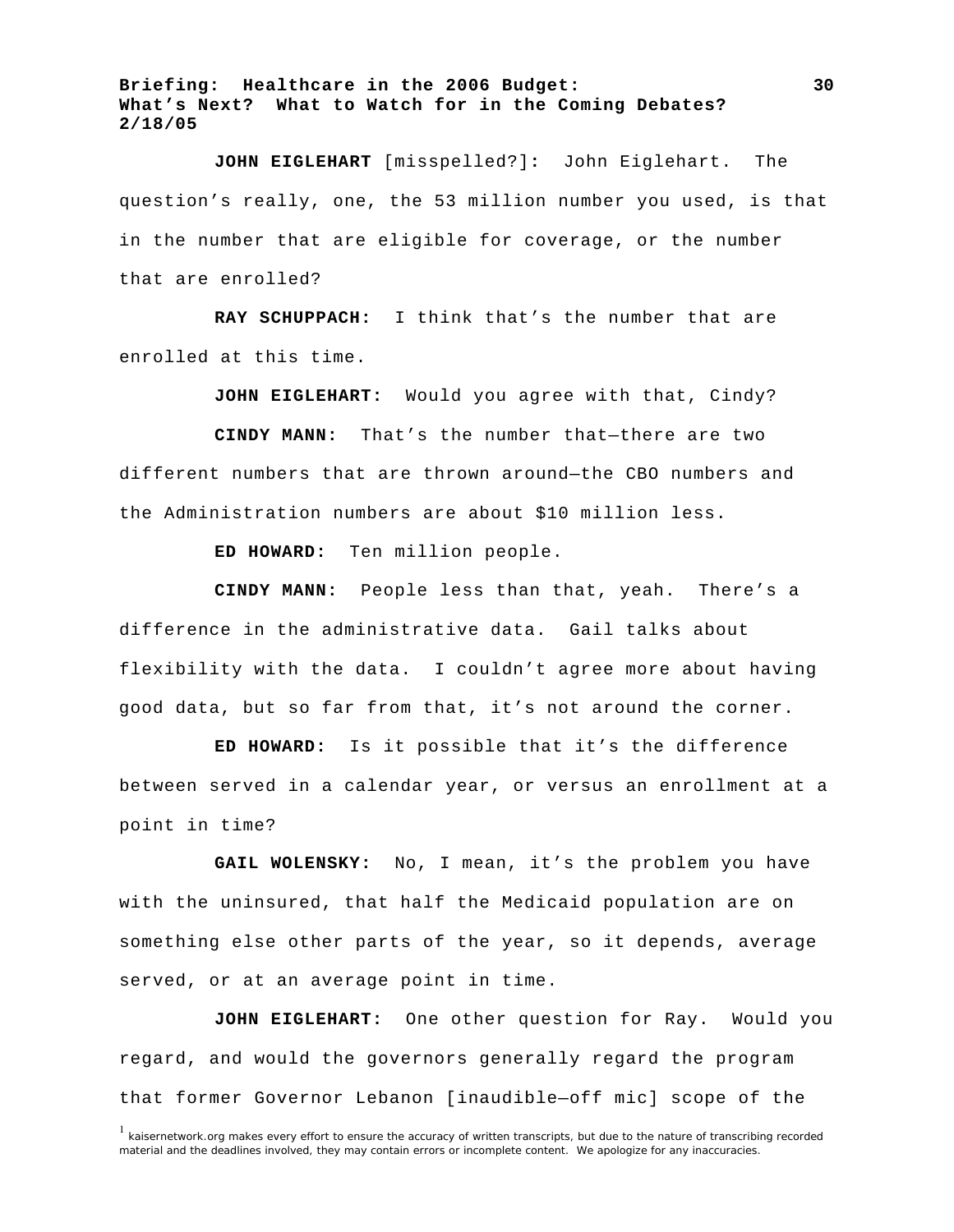**JOHN EIGLEHART** [misspelled?]**:** John Eiglehart. The question's really, one, the 53 million number you used, is that in the number that are eligible for coverage, or the number that are enrolled?

**RAY SCHUPPACH:** I think that's the number that are enrolled at this time.

**JOHN EIGLEHART:** Would you agree with that, Cindy?

**CINDY MANN:** That's the number that—there are two different numbers that are thrown around—the CBO numbers and the Administration numbers are about $10 million less.

**ED HOWARD:** Ten million people.

**CINDY MANN:** People less than that, yeah. There's a difference in the administrative data. Gail talks about flexibility with the data. I couldn't agree more about having good data, but so far from that, it's not around the corner.

**ED HOWARD:** Is it possible that it's the difference between served in a calendar year, or versus an enrollment at a point in time?

**GAIL WOLENSKY:** No, I mean, it's the problem you have with the uninsured, that half the Medicaid population are on something else other parts of the year, so it depends, average served, or at an average point in time.

**JOHN EIGLEHART:** One other question for Ray. Would you regard, and would the governors generally regard the program that former Governor Lebanon [inaudible—off mic] scope of the

[1] kaisernetwork.org makes every effort to ensure the accuracy of written transcripts, but due to the nature of transcribing recorded material and the deadlines involved, they may contain errors or incomplete content. We apologize for any inaccuracies.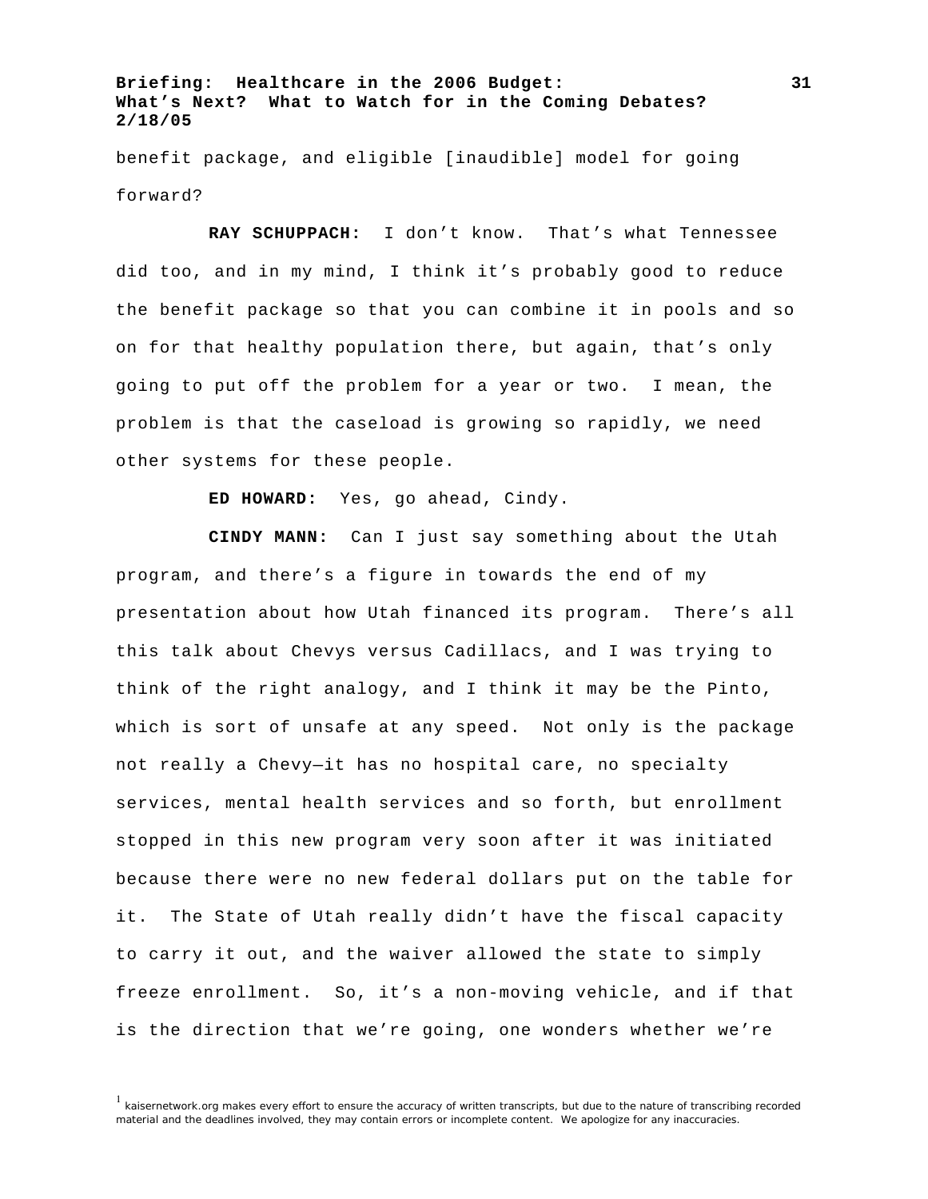benefit package, and eligible [inaudible] model for going forward?

**RAY SCHUPPACH:** I don't know. That's what Tennessee did too, and in my mind, I think it's probably good to reduce the benefit package so that you can combine it in pools and so on for that healthy population there, but again, that's only going to put off the problem for a year or two. I mean, the problem is that the caseload is growing so rapidly, we need other systems for these people.

**ED HOWARD:** Yes, go ahead, Cindy.

**CINDY MANN:** Can I just say something about the Utah program, and there's a figure in towards the end of my presentation about how Utah financed its program. There's all this talk about Chevys versus Cadillacs, and I was trying to think of the right analogy, and I think it may be the Pinto, which is sort of unsafe at any speed. Not only is the package not really a Chevy—it has no hospital care, no specialty services, mental health services and so forth, but enrollment stopped in this new program very soon after it was initiated because there were no new federal dollars put on the table for it. The State of Utah really didn't have the fiscal capacity to carry it out, and the waiver allowed the state to simply freeze enrollment. So, it's a non-moving vehicle, and if that is the direction that we're going, one wonders whether we're

[1] kaisernetwork.org makes every effort to ensure the accuracy of written transcripts, but due to the nature of transcribing recorded material and the deadlines involved, they may contain errors or incomplete content. We apologize for any inaccuracies.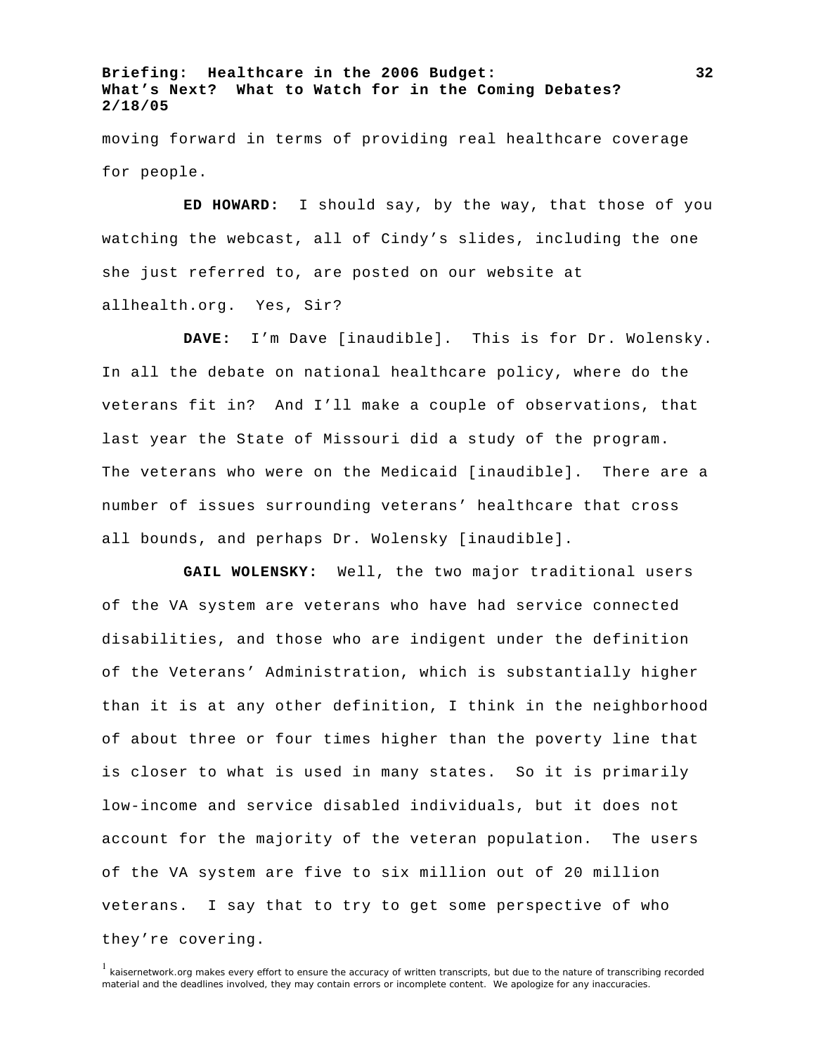moving forward in terms of providing real healthcare coverage for people.

**ED HOWARD:** I should say, by the way, that those of you watching the webcast, all of Cindy's slides, including the one she just referred to, are posted on our website at allhealth.org. Yes, Sir?

**DAVE:** I'm Dave [inaudible]. This is for Dr. Wolensky. In all the debate on national healthcare policy, where do the veterans fit in? And I'll make a couple of observations, that last year the State of Missouri did a study of the program. The veterans who were on the Medicaid [inaudible]. There are a number of issues surrounding veterans' healthcare that cross all bounds, and perhaps Dr. Wolensky [inaudible].

**GAIL WOLENSKY:** Well, the two major traditional users of the VA system are veterans who have had service connected disabilities, and those who are indigent under the definition of the Veterans' Administration, which is substantially higher than it is at any other definition, I think in the neighborhood of about three or four times higher than the poverty line that is closer to what is used in many states. So it is primarily low-income and service disabled individuals, but it does not account for the majority of the veteran population. The users of the VA system are five to six million out of 20 million veterans. I say that to try to get some perspective of who they're covering.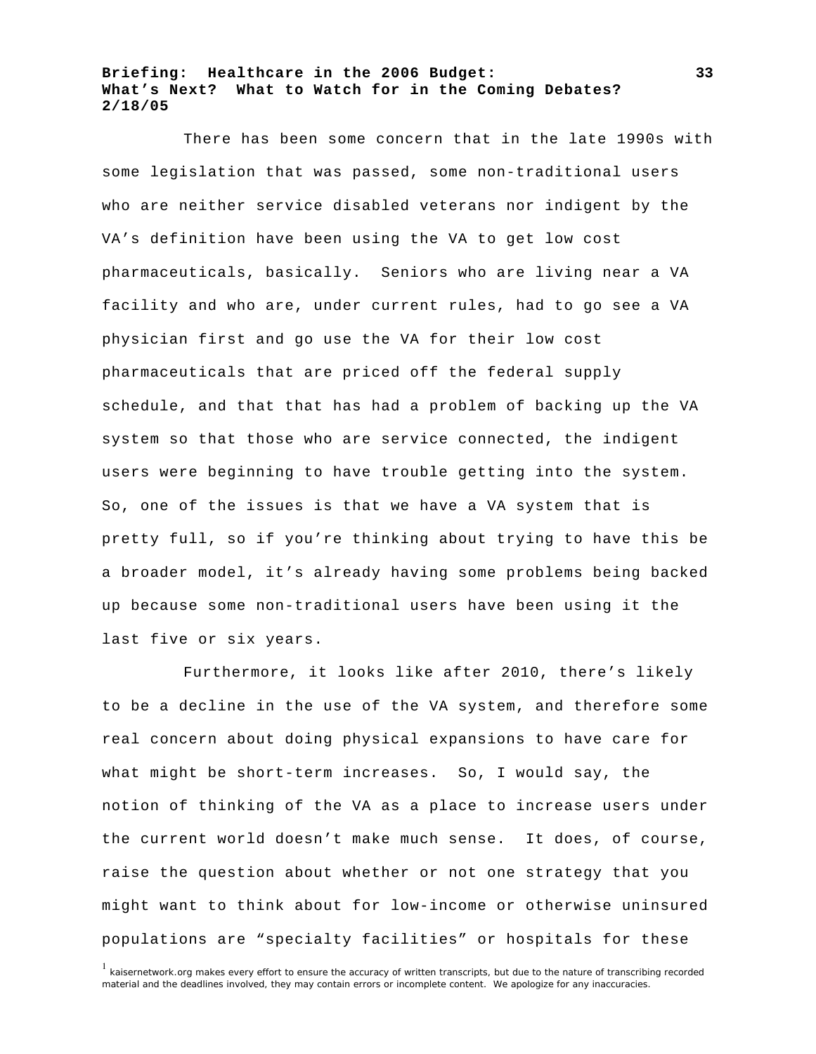There has been some concern that in the late 1990s with some legislation that was passed, some non-traditional users who are neither service disabled veterans nor indigent by the VA's definition have been using the VA to get low cost pharmaceuticals, basically. Seniors who are living near a VA facility and who are, under current rules, had to go see a VA physician first and go use the VA for their low cost pharmaceuticals that are priced off the federal supply schedule, and that that has had a problem of backing up the VA system so that those who are service connected, the indigent users were beginning to have trouble getting into the system. So, one of the issues is that we have a VA system that is pretty full, so if you're thinking about trying to have this be a broader model, it's already having some problems being backed up because some non-traditional users have been using it the last five or six years.

Furthermore, it looks like after 2010, there's likely to be a decline in the use of the VA system, and therefore some real concern about doing physical expansions to have care for what might be short-term increases. So, I would say, the notion of thinking of the VA as a place to increase users under the current world doesn't make much sense. It does, of course, raise the question about whether or not one strategy that you might want to think about for low-income or otherwise uninsured populations are "specialty facilities" or hospitals for these

[1] kaisernetwork.org makes every effort to ensure the accuracy of written transcripts, but due to the nature of transcribing recorded material and the deadlines involved, they may contain errors or incomplete content. We apologize for any inaccuracies.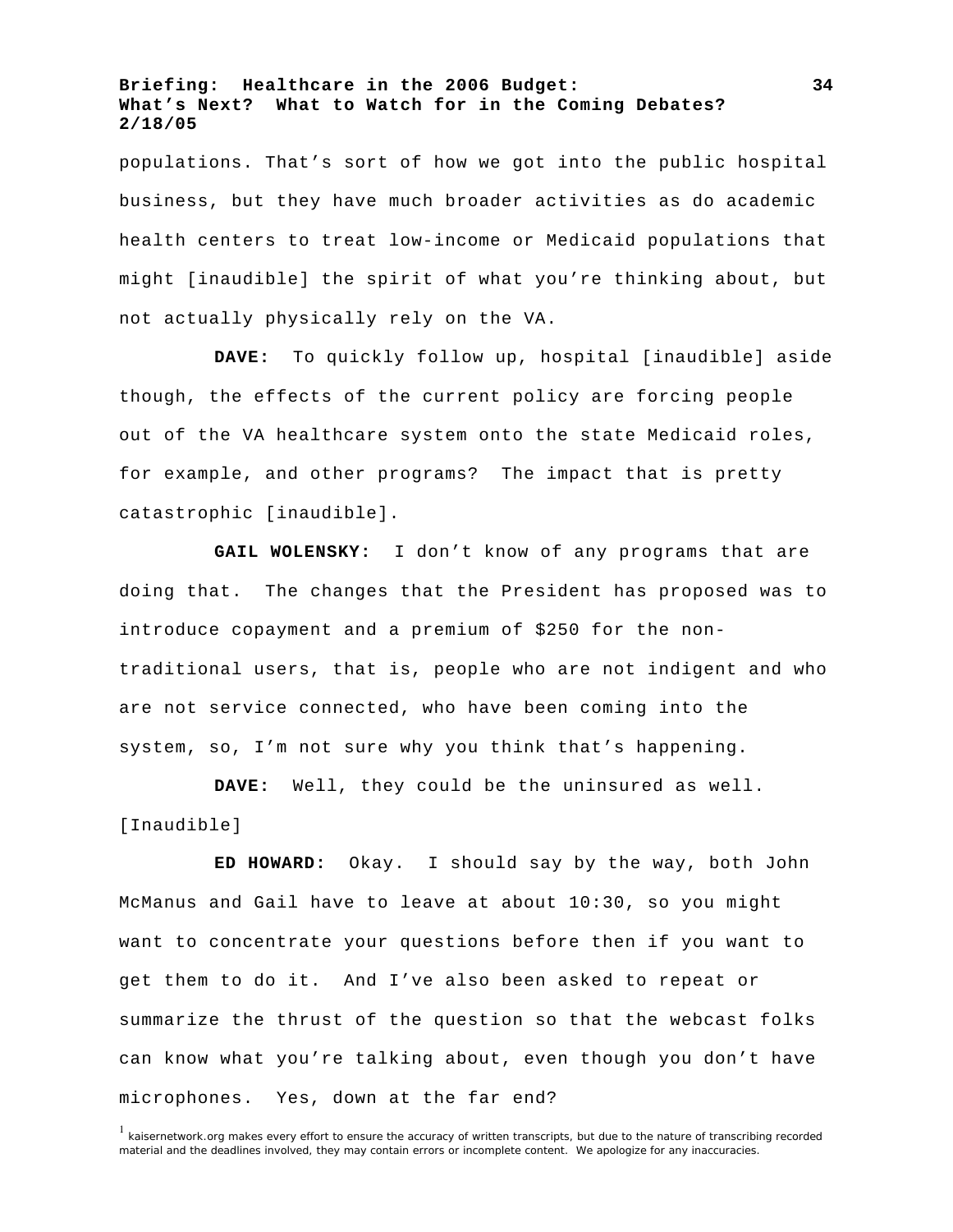populations. That's sort of how we got into the public hospital business, but they have much broader activities as do academic health centers to treat low-income or Medicaid populations that might [inaudible] the spirit of what you're thinking about, but not actually physically rely on the VA.

**DAVE:** To quickly follow up, hospital [inaudible] aside though, the effects of the current policy are forcing people out of the VA healthcare system onto the state Medicaid roles, for example, and other programs? The impact that is pretty catastrophic [inaudible].

**GAIL WOLENSKY:** I don't know of any programs that are doing that. The changes that the President has proposed was to introduce copayment and a premium of $250 for the non-traditional users, that is, people who are not indigent and who are not service connected, who have been coming into the system, so, I'm not sure why you think that's happening.

**DAVE:** Well, they could be the uninsured as well. [Inaudible]

**ED HOWARD:** Okay. I should say by the way, both John McManus and Gail have to leave at about 10:30, so you might want to concentrate your questions before then if you want to get them to do it. And I've also been asked to repeat or summarize the thrust of the question so that the webcast folks can know what you're talking about, even though you don't have microphones. Yes, down at the far end?

[1] kaisernetwork.org makes every effort to ensure the accuracy of written transcripts, but due to the nature of transcribing recorded material and the deadlines involved, they may contain errors or incomplete content. We apologize for any inaccuracies.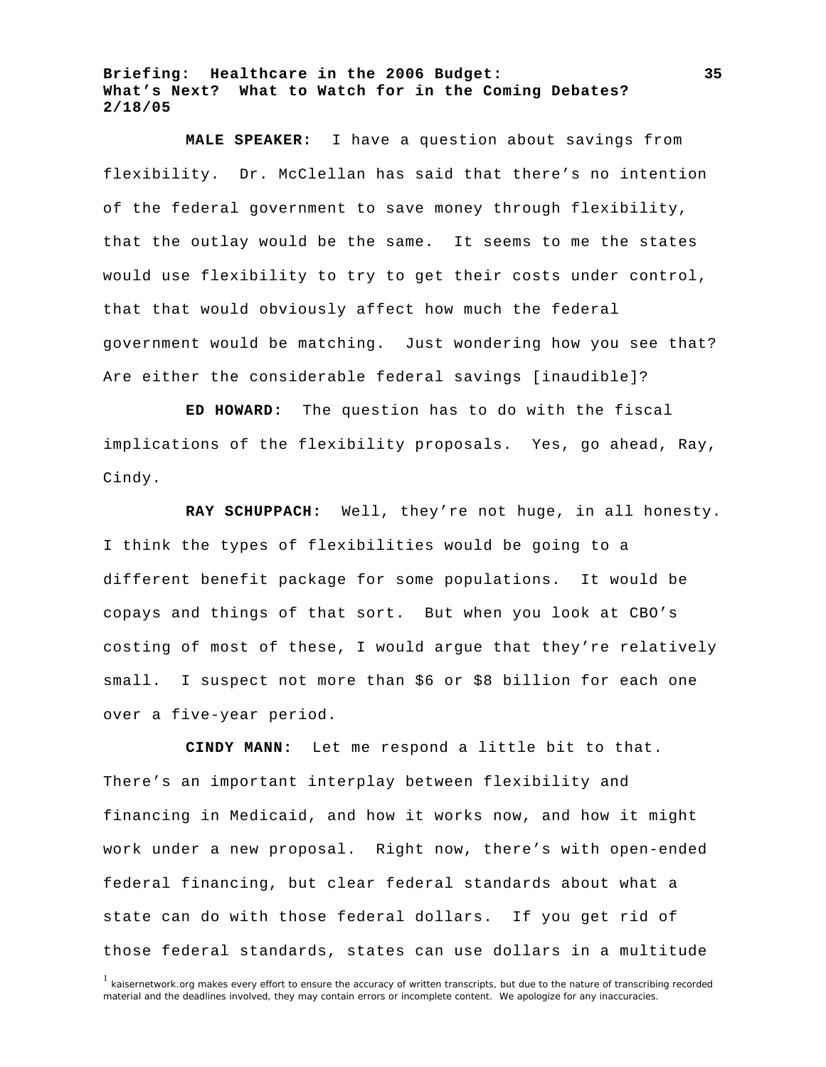**MALE SPEAKER:** I have a question about savings from flexibility. Dr. McClellan has said that there's no intention of the federal government to save money through flexibility, that the outlay would be the same. It seems to me the states would use flexibility to try to get their costs under control, that that would obviously affect how much the federal government would be matching. Just wondering how you see that? Are either the considerable federal savings [inaudible]?

**ED HOWARD:** The question has to do with the fiscal implications of the flexibility proposals. Yes, go ahead, Ray, Cindy.

**RAY SCHUPPACH:** Well, they're not huge, in all honesty. I think the types of flexibilities would be going to a different benefit package for some populations. It would be copays and things of that sort. But when you look at CBO's costing of most of these, I would argue that they're relatively small. I suspect not more than $6 or $8 billion for each one over a five-year period.

**CINDY MANN:** Let me respond a little bit to that. There's an important interplay between flexibility and financing in Medicaid, and how it works now, and how it might work under a new proposal. Right now, there's with open-ended federal financing, but clear federal standards about what a state can do with those federal dollars. If you get rid of those federal standards, states can use dollars in a multitude

[1] kaisernetwork.org makes every effort to ensure the accuracy of written transcripts, but due to the nature of transcribing recorded material and the deadlines involved, they may contain errors or incomplete content. We apologize for any inaccuracies.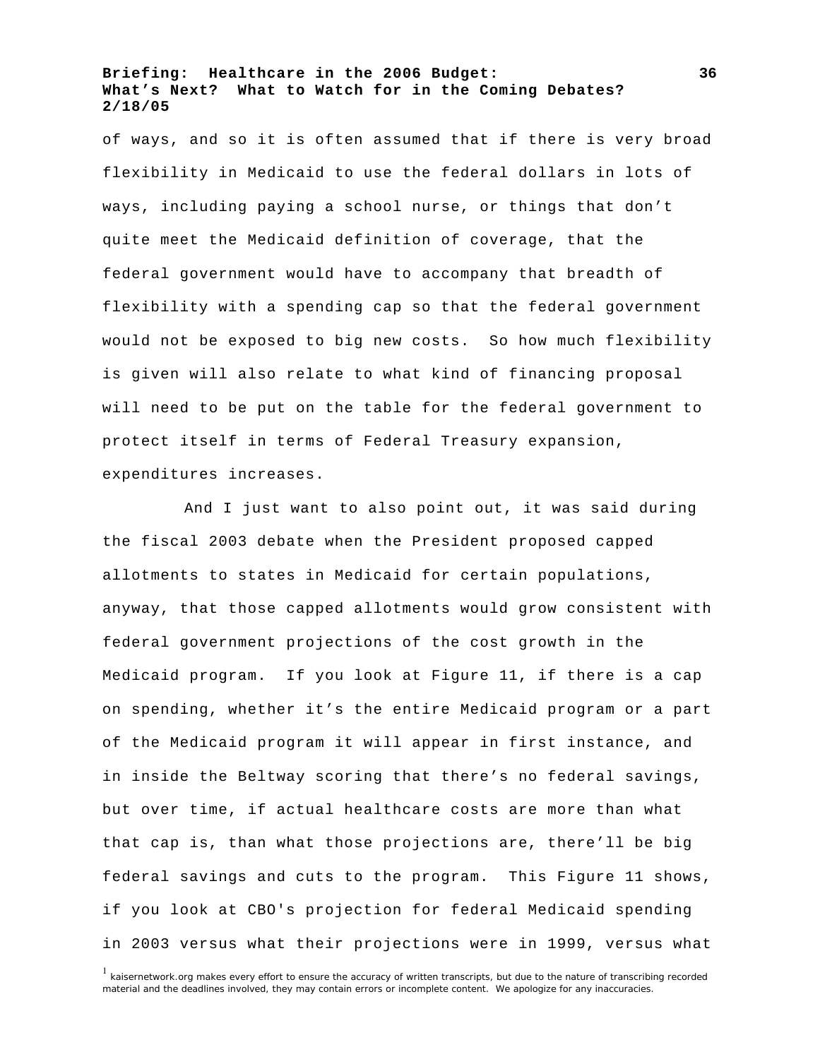of ways, and so it is often assumed that if there is very broad flexibility in Medicaid to use the federal dollars in lots of ways, including paying a school nurse, or things that don't quite meet the Medicaid definition of coverage, that the federal government would have to accompany that breadth of flexibility with a spending cap so that the federal government would not be exposed to big new costs. So how much flexibility is given will also relate to what kind of financing proposal will need to be put on the table for the federal government to protect itself in terms of Federal Treasury expansion, expenditures increases.

And I just want to also point out, it was said during the fiscal 2003 debate when the President proposed capped allotments to states in Medicaid for certain populations, anyway, that those capped allotments would grow consistent with federal government projections of the cost growth in the Medicaid program. If you look at Figure 11, if there is a cap on spending, whether it's the entire Medicaid program or a part of the Medicaid program it will appear in first instance, and in inside the Beltway scoring that there's no federal savings, but over time, if actual healthcare costs are more than what that cap is, than what those projections are, there'll be big federal savings and cuts to the program. This Figure 11 shows, if you look at CBO's projection for federal Medicaid spending in 2003 versus what their projections were in 1999, versus what

[1] kaisernetwork.org makes every effort to ensure the accuracy of written transcripts, but due to the nature of transcribing recorded material and the deadlines involved, they may contain errors or incomplete content. We apologize for any inaccuracies.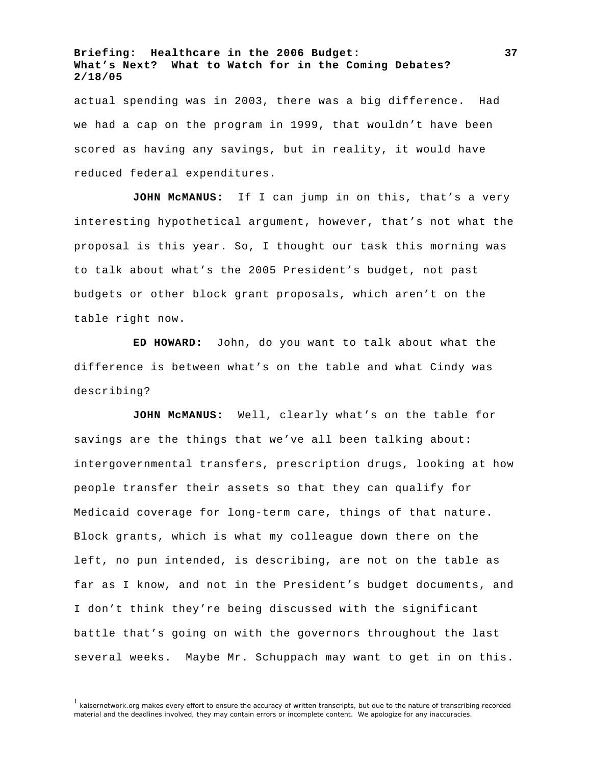actual spending was in 2003, there was a big difference. Had we had a cap on the program in 1999, that wouldn't have been scored as having any savings, but in reality, it would have reduced federal expenditures.

**JOHN McMANUS:** If I can jump in on this, that's a very interesting hypothetical argument, however, that's not what the proposal is this year. So, I thought our task this morning was to talk about what's the 2005 President's budget, not past budgets or other block grant proposals, which aren't on the table right now.

**ED HOWARD:** John, do you want to talk about what the difference is between what's on the table and what Cindy was describing?

**JOHN McMANUS:** Well, clearly what's on the table for savings are the things that we've all been talking about: intergovernmental transfers, prescription drugs, looking at how people transfer their assets so that they can qualify for Medicaid coverage for long-term care, things of that nature. Block grants, which is what my colleague down there on the left, no pun intended, is describing, are not on the table as far as I know, and not in the President's budget documents, and I don't think they're being discussed with the significant battle that's going on with the governors throughout the last several weeks. Maybe Mr. Schuppach may want to get in on this.

[1] kaisernetwork.org makes every effort to ensure the accuracy of written transcripts, but due to the nature of transcribing recorded material and the deadlines involved, they may contain errors or incomplete content. We apologize for any inaccuracies.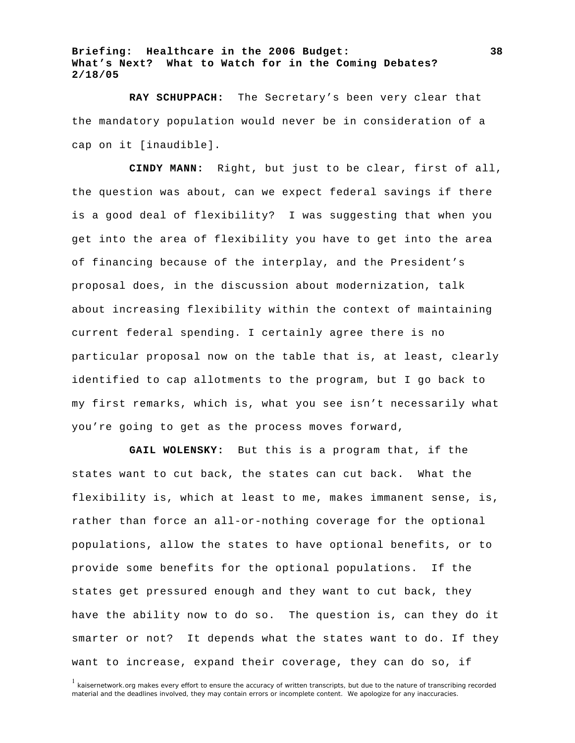**RAY SCHUPPACH:** The Secretary's been very clear that the mandatory population would never be in consideration of a cap on it [inaudible].

**CINDY MANN:** Right, but just to be clear, first of all, the question was about, can we expect federal savings if there is a good deal of flexibility? I was suggesting that when you get into the area of flexibility you have to get into the area of financing because of the interplay, and the President's proposal does, in the discussion about modernization, talk about increasing flexibility within the context of maintaining current federal spending. I certainly agree there is no particular proposal now on the table that is, at least, clearly identified to cap allotments to the program, but I go back to my first remarks, which is, what you see isn't necessarily what you're going to get as the process moves forward,

**GAIL WOLENSKY:** But this is a program that, if the states want to cut back, the states can cut back. What the flexibility is, which at least to me, makes immanent sense, is, rather than force an all-or-nothing coverage for the optional populations, allow the states to have optional benefits, or to provide some benefits for the optional populations. If the states get pressured enough and they want to cut back, they have the ability now to do so. The question is, can they do it smarter or not? It depends what the states want to do. If they want to increase, expand their coverage, they can do so, if

[1] kaisernetwork.org makes every effort to ensure the accuracy of written transcripts, but due to the nature of transcribing recorded material and the deadlines involved, they may contain errors or incomplete content. We apologize for any inaccuracies.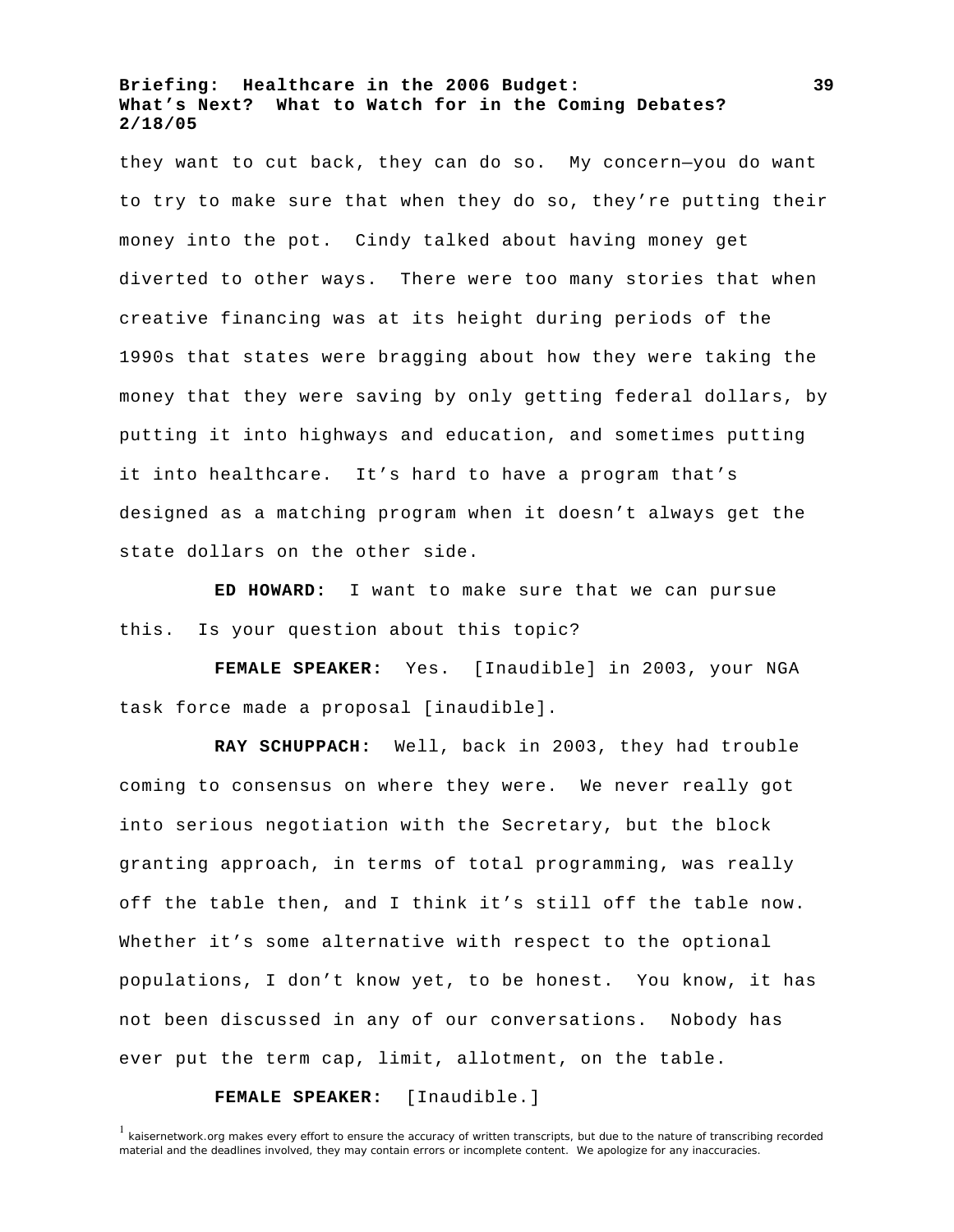they want to cut back, they can do so. My concern—you do want to try to make sure that when they do so, they're putting their money into the pot. Cindy talked about having money get diverted to other ways. There were too many stories that when creative financing was at its height during periods of the 1990s that states were bragging about how they were taking the money that they were saving by only getting federal dollars, by putting it into highways and education, and sometimes putting it into healthcare. It's hard to have a program that's designed as a matching program when it doesn't always get the state dollars on the other side.

**ED HOWARD:** I want to make sure that we can pursue this. Is your question about this topic?

**FEMALE SPEAKER:** Yes. [Inaudible] in 2003, your NGA task force made a proposal [inaudible].

**RAY SCHUPPACH:** Well, back in 2003, they had trouble coming to consensus on where they were. We never really got into serious negotiation with the Secretary, but the block granting approach, in terms of total programming, was really off the table then, and I think it's still off the table now. Whether it's some alternative with respect to the optional populations, I don't know yet, to be honest. You know, it has not been discussed in any of our conversations. Nobody has ever put the term cap, limit, allotment, on the table.

**FEMALE SPEAKER:** [Inaudible.]

[1] kaisernetwork.org makes every effort to ensure the accuracy of written transcripts, but due to the nature of transcribing recorded material and the deadlines involved, they may contain errors or incomplete content. We apologize for any inaccuracies.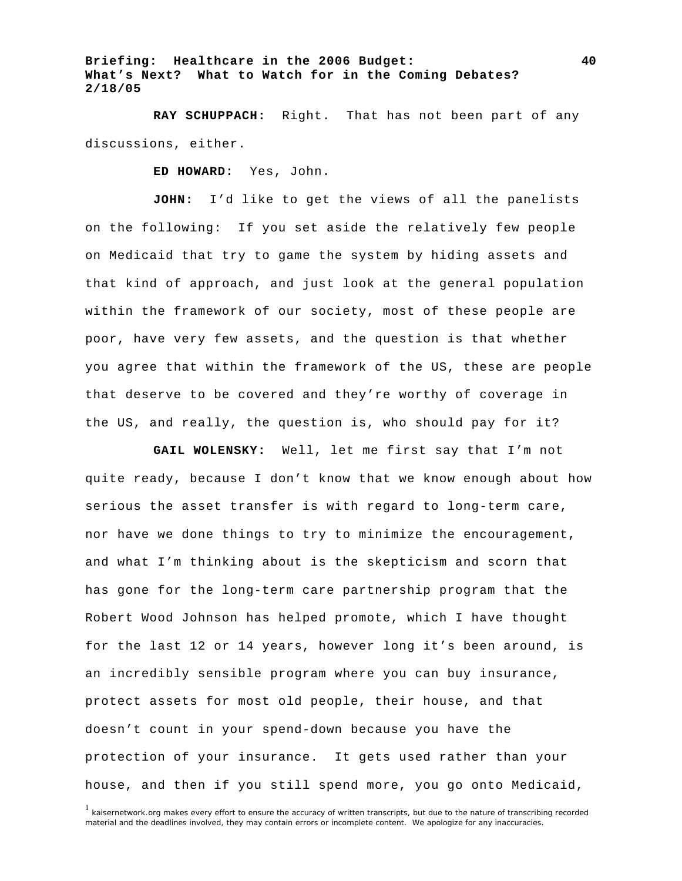**RAY SCHUPPACH:** Right. That has not been part of any discussions, either.

**ED HOWARD:** Yes, John.

**JOHN:** I'd like to get the views of all the panelists on the following: If you set aside the relatively few people on Medicaid that try to game the system by hiding assets and that kind of approach, and just look at the general population within the framework of our society, most of these people are poor, have very few assets, and the question is that whether you agree that within the framework of the US, these are people that deserve to be covered and they're worthy of coverage in the US, and really, the question is, who should pay for it?

**GAIL WOLENSKY:** Well, let me first say that I'm not quite ready, because I don't know that we know enough about how serious the asset transfer is with regard to long-term care, nor have we done things to try to minimize the encouragement, and what I'm thinking about is the skepticism and scorn that has gone for the long-term care partnership program that the Robert Wood Johnson has helped promote, which I have thought for the last 12 or 14 years, however long it's been around, is an incredibly sensible program where you can buy insurance, protect assets for most old people, their house, and that doesn't count in your spend-down because you have the protection of your insurance. It gets used rather than your house, and then if you still spend more, you go onto Medicaid,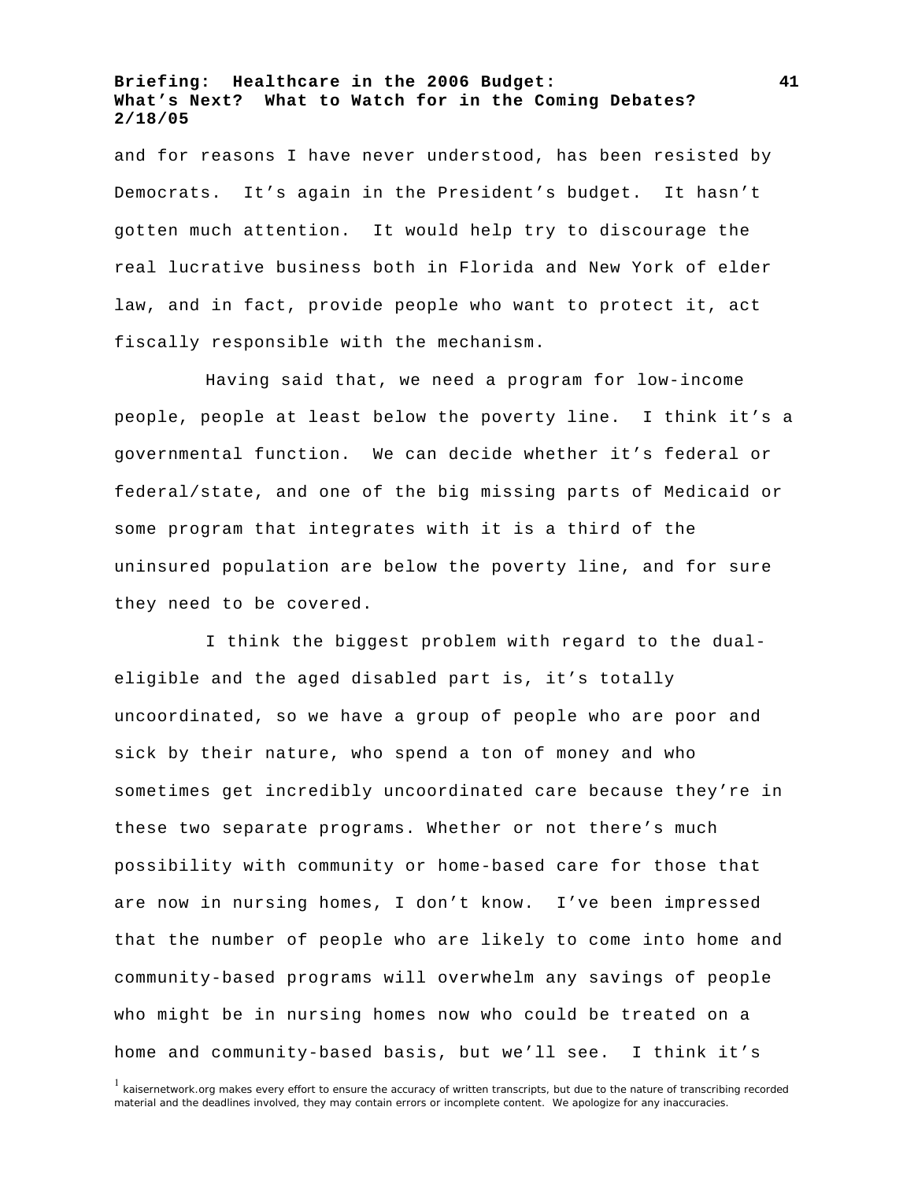and for reasons I have never understood, has been resisted by Democrats. It's again in the President's budget. It hasn't gotten much attention. It would help try to discourage the real lucrative business both in Florida and New York of elder law, and in fact, provide people who want to protect it, act fiscally responsible with the mechanism.

Having said that, we need a program for low-income people, people at least below the poverty line. I think it's a governmental function. We can decide whether it's federal or federal/state, and one of the big missing parts of Medicaid or some program that integrates with it is a third of the uninsured population are below the poverty line, and for sure they need to be covered.

I think the biggest problem with regard to the dual-eligible and the aged disabled part is, it's totally uncoordinated, so we have a group of people who are poor and sick by their nature, who spend a ton of money and who sometimes get incredibly uncoordinated care because they're in these two separate programs. Whether or not there's much possibility with community or home-based care for those that are now in nursing homes, I don't know. I've been impressed that the number of people who are likely to come into home and community-based programs will overwhelm any savings of people who might be in nursing homes now who could be treated on a home and community-based basis, but we'll see. I think it's

[1] kaisernetwork.org makes every effort to ensure the accuracy of written transcripts, but due to the nature of transcribing recorded material and the deadlines involved, they may contain errors or incomplete content. We apologize for any inaccuracies.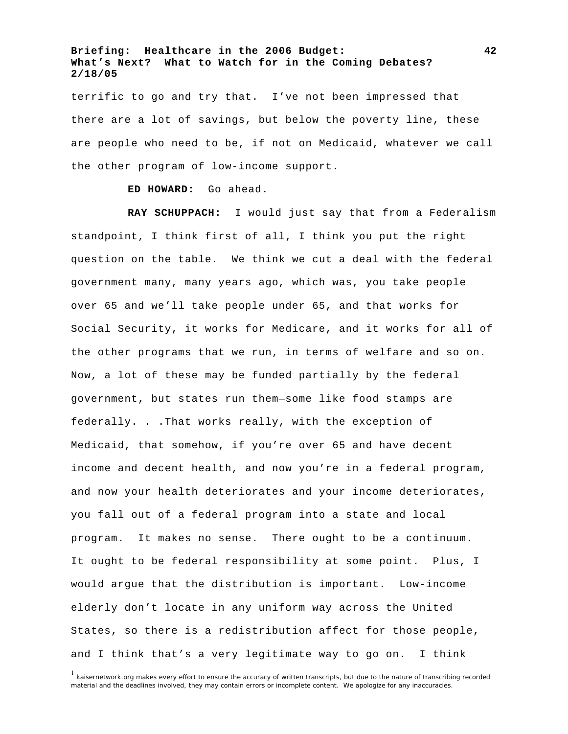terrific to go and try that. I've not been impressed that there are a lot of savings, but below the poverty line, these are people who need to be, if not on Medicaid, whatever we call the other program of low-income support.

**ED HOWARD:** Go ahead.

**RAY SCHUPPACH:** I would just say that from a Federalism standpoint, I think first of all, I think you put the right question on the table. We think we cut a deal with the federal government many, many years ago, which was, you take people over 65 and we'll take people under 65, and that works for Social Security, it works for Medicare, and it works for all of the other programs that we run, in terms of welfare and so on. Now, a lot of these may be funded partially by the federal government, but states run them—some like food stamps are federally. . .That works really, with the exception of Medicaid, that somehow, if you're over 65 and have decent income and decent health, and now you're in a federal program, and now your health deteriorates and your income deteriorates, you fall out of a federal program into a state and local program. It makes no sense. There ought to be a continuum. It ought to be federal responsibility at some point. Plus, I would argue that the distribution is important. Low-income elderly don't locate in any uniform way across the United States, so there is a redistribution affect for those people, and I think that's a very legitimate way to go on. I think

[1] kaisernetwork.org makes every effort to ensure the accuracy of written transcripts, but due to the nature of transcribing recorded material and the deadlines involved, they may contain errors or incomplete content. We apologize for any inaccuracies.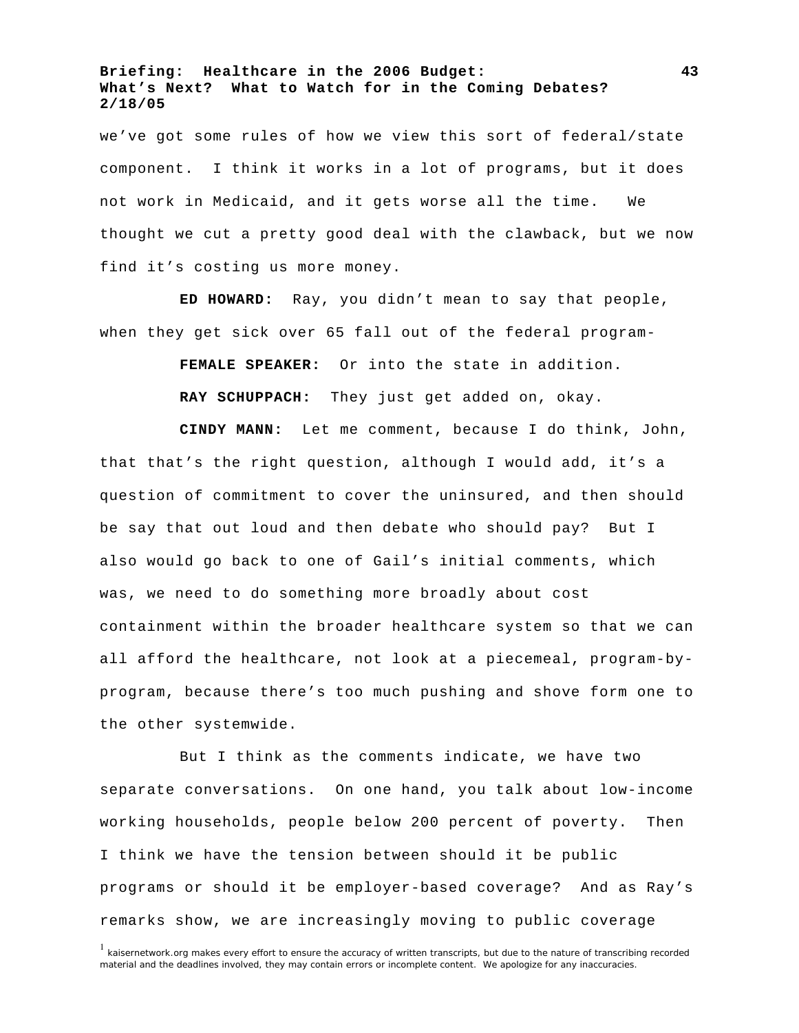we've got some rules of how we view this sort of federal/state component. I think it works in a lot of programs, but it does not work in Medicaid, and it gets worse all the time. We thought we cut a pretty good deal with the clawback, but we now find it's costing us more money.

**ED HOWARD:** Ray, you didn't mean to say that people, when they get sick over 65 fall out of the federal program-

**FEMALE SPEAKER:** Or into the state in addition.

**RAY SCHUPPACH:** They just get added on, okay.

**CINDY MANN:** Let me comment, because I do think, John, that that's the right question, although I would add, it's a question of commitment to cover the uninsured, and then should be say that out loud and then debate who should pay? But I also would go back to one of Gail's initial comments, which was, we need to do something more broadly about cost containment within the broader healthcare system so that we can all afford the healthcare, not look at a piecemeal, program-by-program, because there's too much pushing and shove form one to the other systemwide.

But I think as the comments indicate, we have two separate conversations. On one hand, you talk about low-income working households, people below 200 percent of poverty. Then I think we have the tension between should it be public programs or should it be employer-based coverage? And as Ray's remarks show, we are increasingly moving to public coverage

[1] kaisernetwork.org makes every effort to ensure the accuracy of written transcripts, but due to the nature of transcribing recorded material and the deadlines involved, they may contain errors or incomplete content. We apologize for any inaccuracies.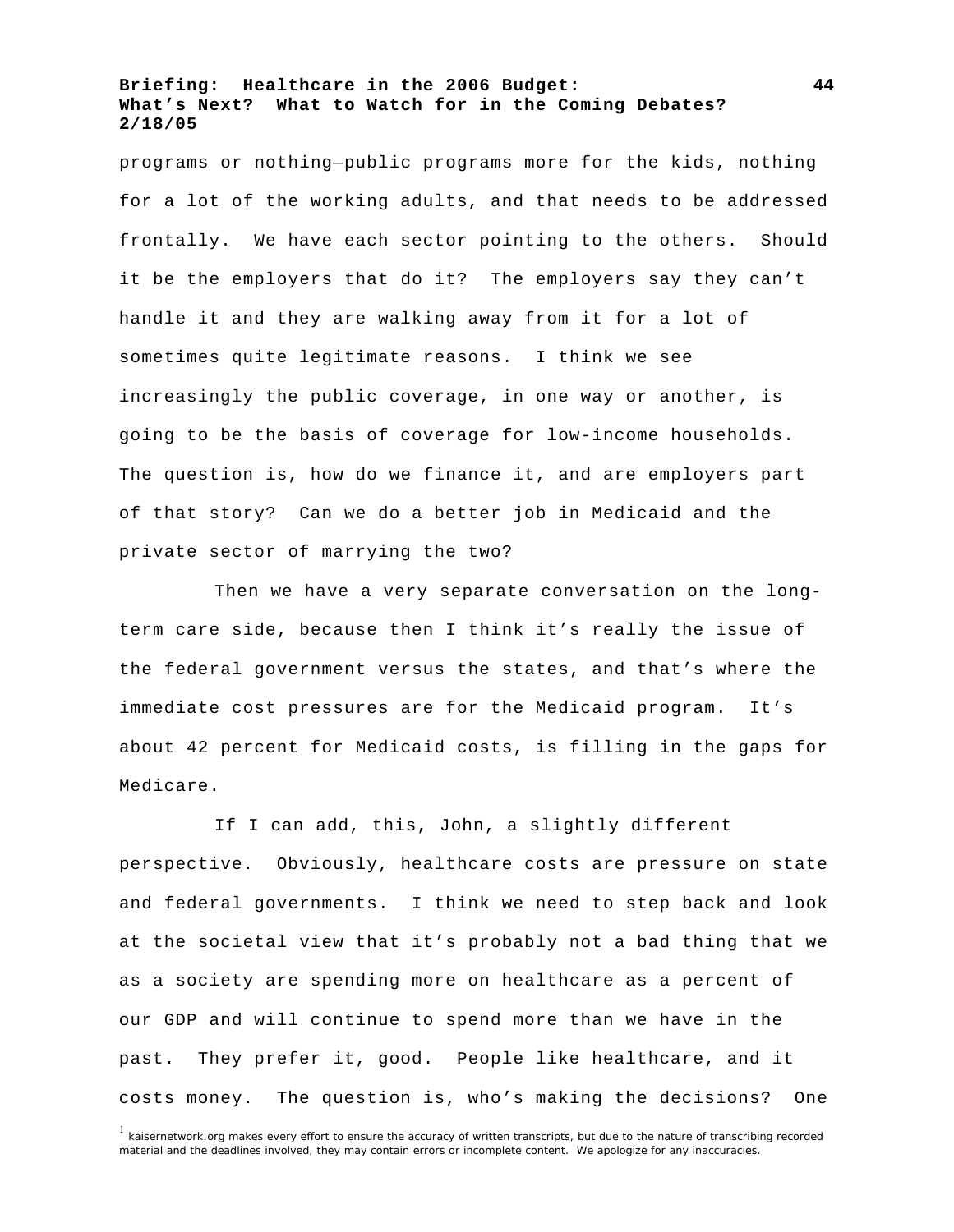programs or nothing—public programs more for the kids, nothing for a lot of the working adults, and that needs to be addressed frontally. We have each sector pointing to the others. Should it be the employers that do it? The employers say they can't handle it and they are walking away from it for a lot of sometimes quite legitimate reasons. I think we see increasingly the public coverage, in one way or another, is going to be the basis of coverage for low-income households. The question is, how do we finance it, and are employers part of that story? Can we do a better job in Medicaid and the private sector of marrying the two?

Then we have a very separate conversation on the long-term care side, because then I think it's really the issue of the federal government versus the states, and that's where the immediate cost pressures are for the Medicaid program. It's about 42 percent for Medicaid costs, is filling in the gaps for Medicare.

If I can add, this, John, a slightly different perspective. Obviously, healthcare costs are pressure on state and federal governments. I think we need to step back and look at the societal view that it's probably not a bad thing that we as a society are spending more on healthcare as a percent of our GDP and will continue to spend more than we have in the past. They prefer it, good. People like healthcare, and it costs money. The question is, who's making the decisions? One

[1] kaisernetwork.org makes every effort to ensure the accuracy of written transcripts, but due to the nature of transcribing recorded material and the deadlines involved, they may contain errors or incomplete content. We apologize for any inaccuracies.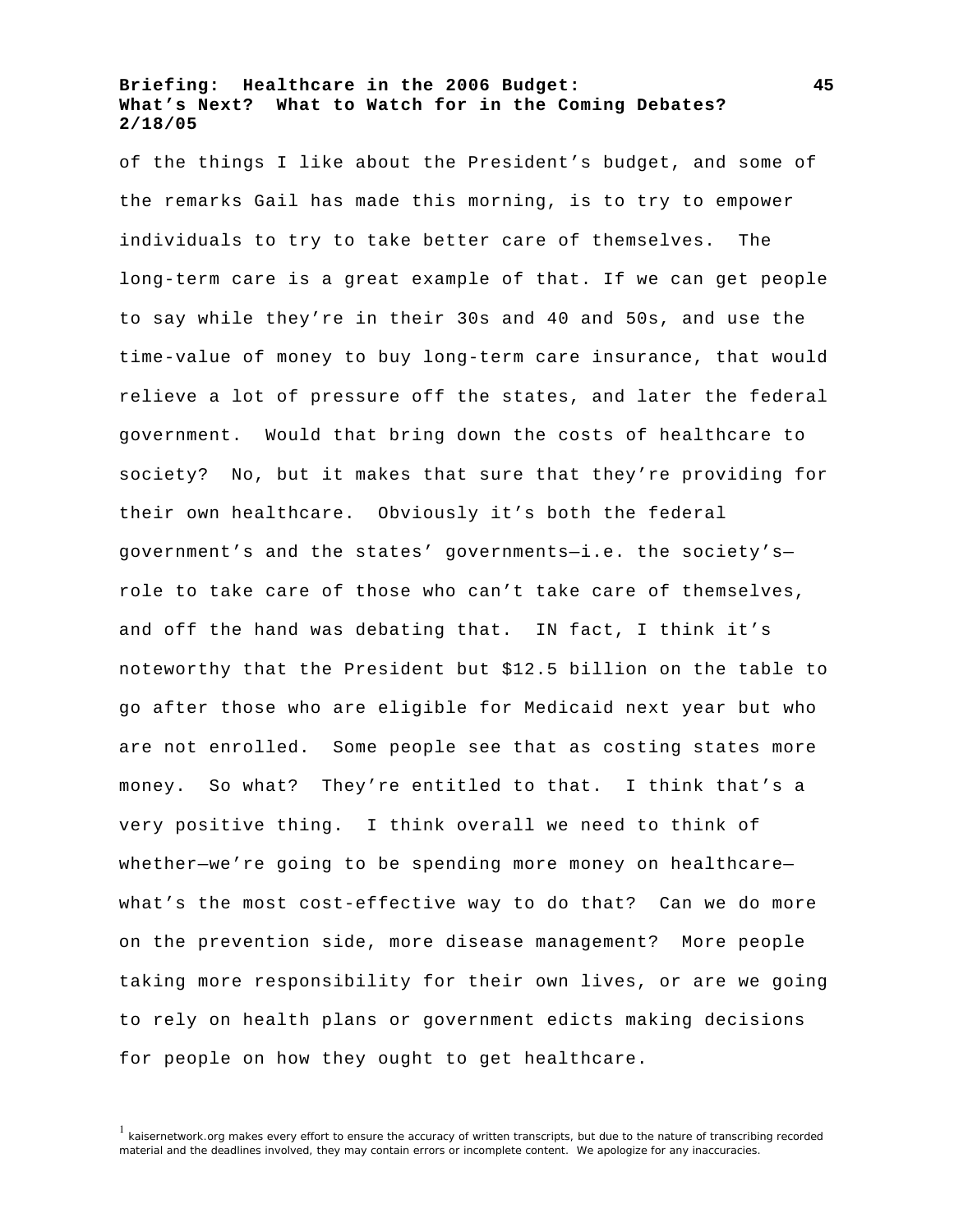of the things I like about the President's budget, and some of the remarks Gail has made this morning, is to try to empower individuals to try to take better care of themselves. The long-term care is a great example of that. If we can get people to say while they're in their 30s and 40 and 50s, and use the time-value of money to buy long-term care insurance, that would relieve a lot of pressure off the states, and later the federal government. Would that bring down the costs of healthcare to society? No, but it makes that sure that they're providing for their own healthcare. Obviously it's both the federal government's and the states' governments—i.e. the society's—role to take care of those who can't take care of themselves, and off the hand was debating that. IN fact, I think it's noteworthy that the President but $12.5 billion on the table to go after those who are eligible for Medicaid next year but who are not enrolled. Some people see that as costing states more money. So what? They're entitled to that. I think that's a very positive thing. I think overall we need to think of whether—we're going to be spending more money on healthcare—what's the most cost-effective way to do that? Can we do more on the prevention side, more disease management? More people taking more responsibility for their own lives, or are we going to rely on health plans or government edicts making decisions for people on how they ought to get healthcare.

[1] kaisernetwork.org makes every effort to ensure the accuracy of written transcripts, but due to the nature of transcribing recorded material and the deadlines involved, they may contain errors or incomplete content. We apologize for any inaccuracies.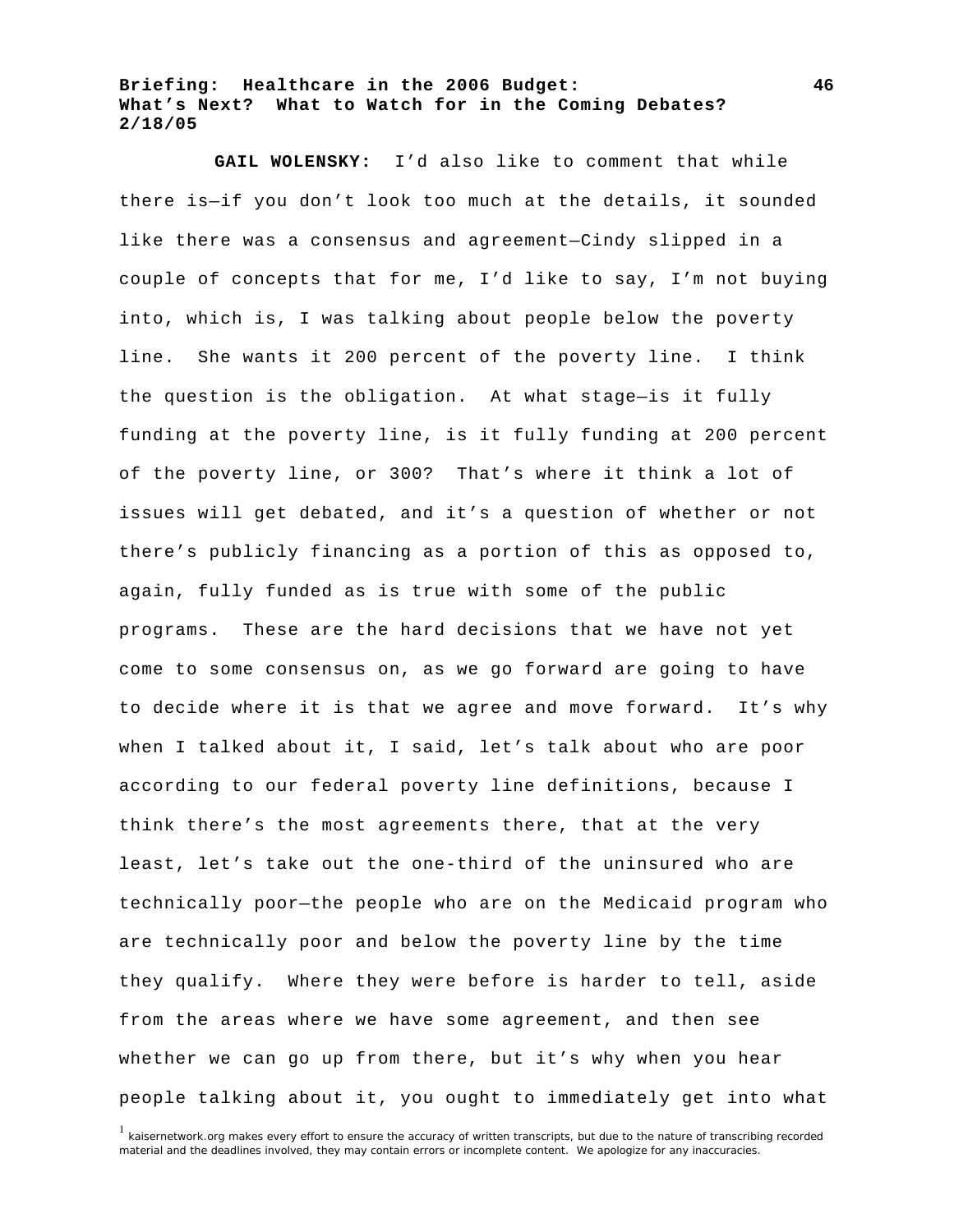**GAIL WOLENSKY:** I'd also like to comment that while there is—if you don't look too much at the details, it sounded like there was a consensus and agreement—Cindy slipped in a couple of concepts that for me, I'd like to say, I'm not buying into, which is, I was talking about people below the poverty line. She wants it 200 percent of the poverty line. I think the question is the obligation. At what stage—is it fully funding at the poverty line, is it fully funding at 200 percent of the poverty line, or 300? That's where it think a lot of issues will get debated, and it's a question of whether or not there's publicly financing as a portion of this as opposed to, again, fully funded as is true with some of the public programs. These are the hard decisions that we have not yet come to some consensus on, as we go forward are going to have to decide where it is that we agree and move forward. It's why when I talked about it, I said, let's talk about who are poor according to our federal poverty line definitions, because I think there's the most agreements there, that at the very least, let's take out the one-third of the uninsured who are technically poor—the people who are on the Medicaid program who are technically poor and below the poverty line by the time they qualify. Where they were before is harder to tell, aside from the areas where we have some agreement, and then see whether we can go up from there, but it's why when you hear people talking about it, you ought to immediately get into what

[1] kaisernetwork.org makes every effort to ensure the accuracy of written transcripts, but due to the nature of transcribing recorded material and the deadlines involved, they may contain errors or incomplete content. We apologize for any inaccuracies.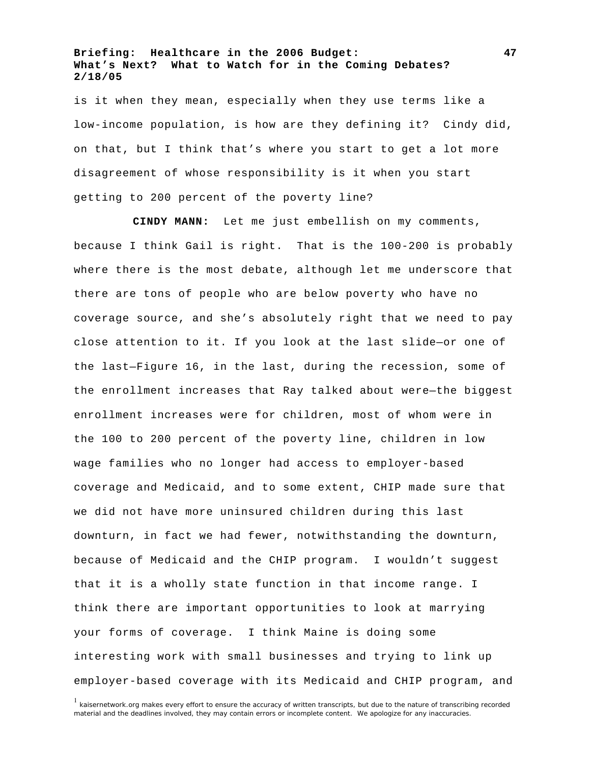is it when they mean, especially when they use terms like a low-income population, is how are they defining it? Cindy did, on that, but I think that's where you start to get a lot more disagreement of whose responsibility is it when you start getting to 200 percent of the poverty line?

**CINDY MANN:** Let me just embellish on my comments, because I think Gail is right. That is the 100-200 is probably where there is the most debate, although let me underscore that there are tons of people who are below poverty who have no coverage source, and she's absolutely right that we need to pay close attention to it. If you look at the last slide—or one of the last—Figure 16, in the last, during the recession, some of the enrollment increases that Ray talked about were—the biggest enrollment increases were for children, most of whom were in the 100 to 200 percent of the poverty line, children in low wage families who no longer had access to employer-based coverage and Medicaid, and to some extent, CHIP made sure that we did not have more uninsured children during this last downturn, in fact we had fewer, notwithstanding the downturn, because of Medicaid and the CHIP program. I wouldn't suggest that it is a wholly state function in that income range. I think there are important opportunities to look at marrying your forms of coverage. I think Maine is doing some interesting work with small businesses and trying to link up employer-based coverage with its Medicaid and CHIP program, and

[1] kaisernetwork.org makes every effort to ensure the accuracy of written transcripts, but due to the nature of transcribing recorded material and the deadlines involved, they may contain errors or incomplete content. We apologize for any inaccuracies.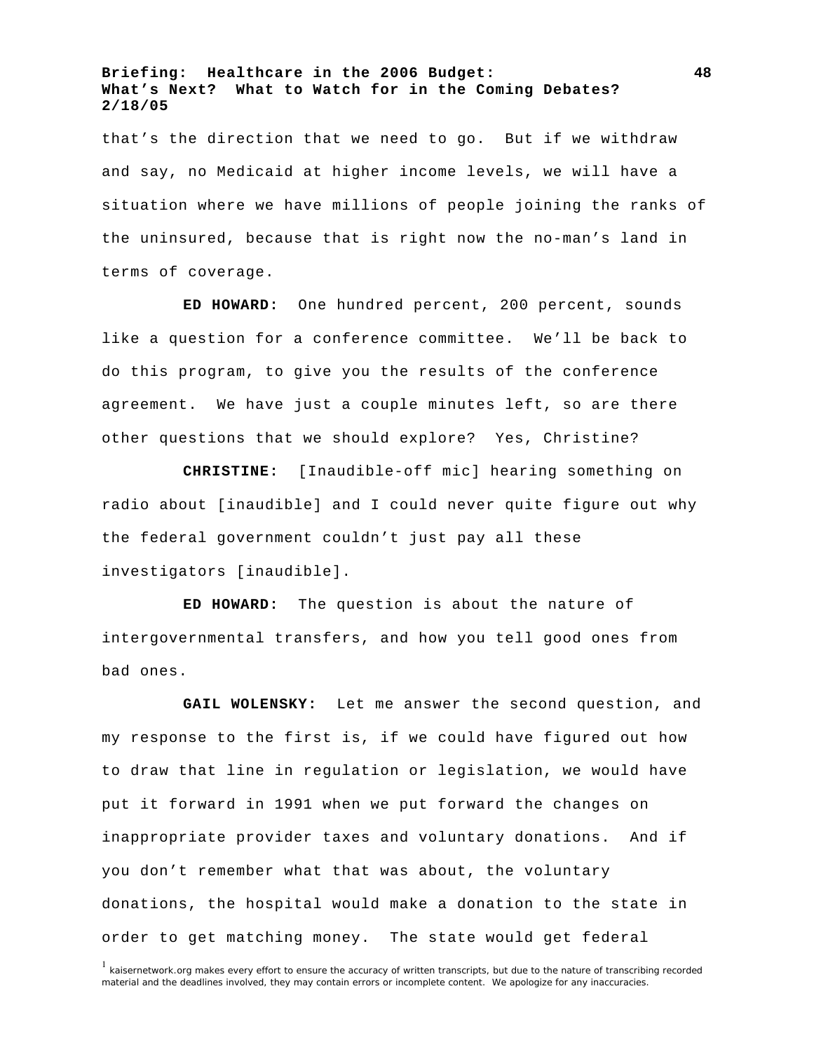that's the direction that we need to go. But if we withdraw and say, no Medicaid at higher income levels, we will have a situation where we have millions of people joining the ranks of the uninsured, because that is right now the no-man's land in terms of coverage.

**ED HOWARD:** One hundred percent, 200 percent, sounds like a question for a conference committee. We'll be back to do this program, to give you the results of the conference agreement. We have just a couple minutes left, so are there other questions that we should explore? Yes, Christine?

**CHRISTINE:** [Inaudible-off mic] hearing something on radio about [inaudible] and I could never quite figure out why the federal government couldn't just pay all these investigators [inaudible].

**ED HOWARD:** The question is about the nature of intergovernmental transfers, and how you tell good ones from bad ones.

**GAIL WOLENSKY:** Let me answer the second question, and my response to the first is, if we could have figured out how to draw that line in regulation or legislation, we would have put it forward in 1991 when we put forward the changes on inappropriate provider taxes and voluntary donations. And if you don't remember what that was about, the voluntary donations, the hospital would make a donation to the state in order to get matching money. The state would get federal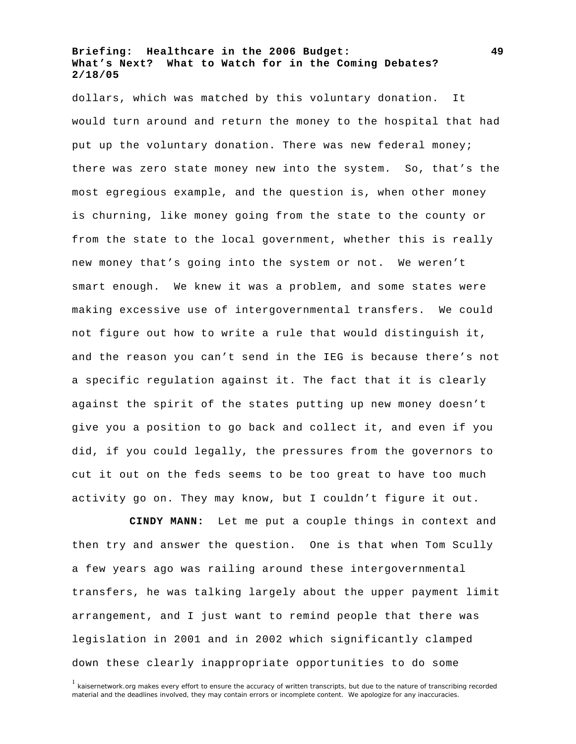dollars, which was matched by this voluntary donation. It would turn around and return the money to the hospital that had put up the voluntary donation. There was new federal money; there was zero state money new into the system. So, that's the most egregious example, and the question is, when other money is churning, like money going from the state to the county or from the state to the local government, whether this is really new money that's going into the system or not. We weren't smart enough. We knew it was a problem, and some states were making excessive use of intergovernmental transfers. We could not figure out how to write a rule that would distinguish it, and the reason you can't send in the IEG is because there's not a specific regulation against it. The fact that it is clearly against the spirit of the states putting up new money doesn't give you a position to go back and collect it, and even if you did, if you could legally, the pressures from the governors to cut it out on the feds seems to be too great to have too much activity go on. They may know, but I couldn't figure it out.

**CINDY MANN:** Let me put a couple things in context and then try and answer the question. One is that when Tom Scully a few years ago was railing around these intergovernmental transfers, he was talking largely about the upper payment limit arrangement, and I just want to remind people that there was legislation in 2001 and in 2002 which significantly clamped down these clearly inappropriate opportunities to do some

[1] kaisernetwork.org makes every effort to ensure the accuracy of written transcripts, but due to the nature of transcribing recorded material and the deadlines involved, they may contain errors or incomplete content. We apologize for any inaccuracies.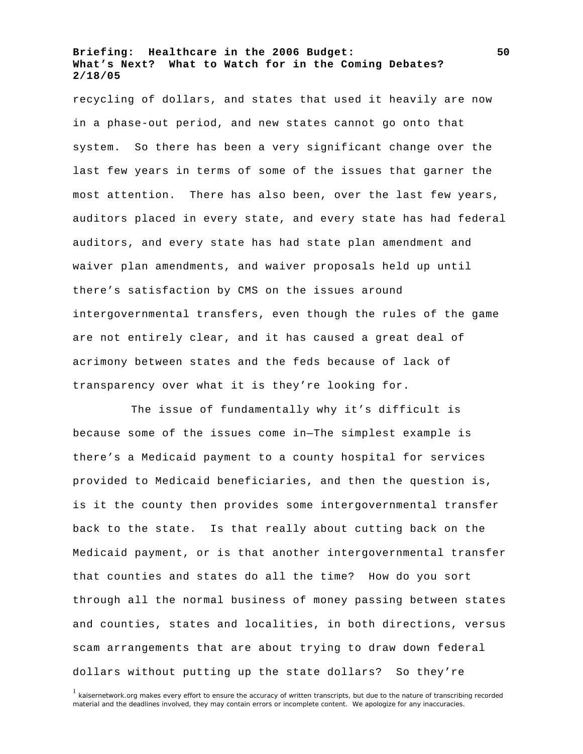recycling of dollars, and states that used it heavily are now in a phase-out period, and new states cannot go onto that system. So there has been a very significant change over the last few years in terms of some of the issues that garner the most attention. There has also been, over the last few years, auditors placed in every state, and every state has had federal auditors, and every state has had state plan amendment and waiver plan amendments, and waiver proposals held up until there's satisfaction by CMS on the issues around intergovernmental transfers, even though the rules of the game are not entirely clear, and it has caused a great deal of acrimony between states and the feds because of lack of transparency over what it is they're looking for.

The issue of fundamentally why it's difficult is because some of the issues come in—The simplest example is there's a Medicaid payment to a county hospital for services provided to Medicaid beneficiaries, and then the question is, is it the county then provides some intergovernmental transfer back to the state. Is that really about cutting back on the Medicaid payment, or is that another intergovernmental transfer that counties and states do all the time? How do you sort through all the normal business of money passing between states and counties, states and localities, in both directions, versus scam arrangements that are about trying to draw down federal dollars without putting up the state dollars? So they're

[1] kaisernetwork.org makes every effort to ensure the accuracy of written transcripts, but due to the nature of transcribing recorded material and the deadlines involved, they may contain errors or incomplete content. We apologize for any inaccuracies.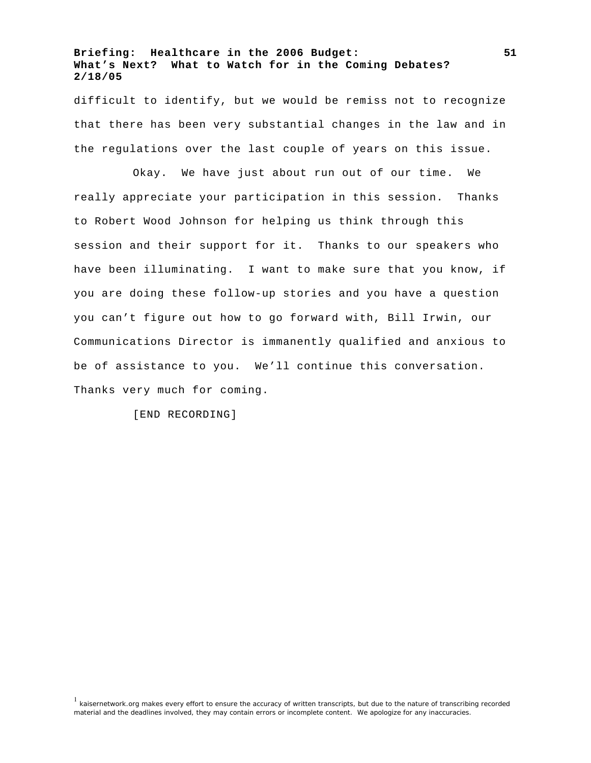difficult to identify, but we would be remiss not to recognize that there has been very substantial changes in the law and in the regulations over the last couple of years on this issue.

Okay. We have just about run out of our time. We really appreciate your participation in this session. Thanks to Robert Wood Johnson for helping us think through this session and their support for it. Thanks to our speakers who have been illuminating. I want to make sure that you know, if you are doing these follow-up stories and you have a question you can't figure out how to go forward with, Bill Irwin, our Communications Director is immanently qualified and anxious to be of assistance to you. We'll continue this conversation. Thanks very much for coming.

[END RECORDING]

[1] kaisernetwork.org makes every effort to ensure the accuracy of written transcripts, but due to the nature of transcribing recorded material and the deadlines involved, they may contain errors or incomplete content. We apologize for any inaccuracies.